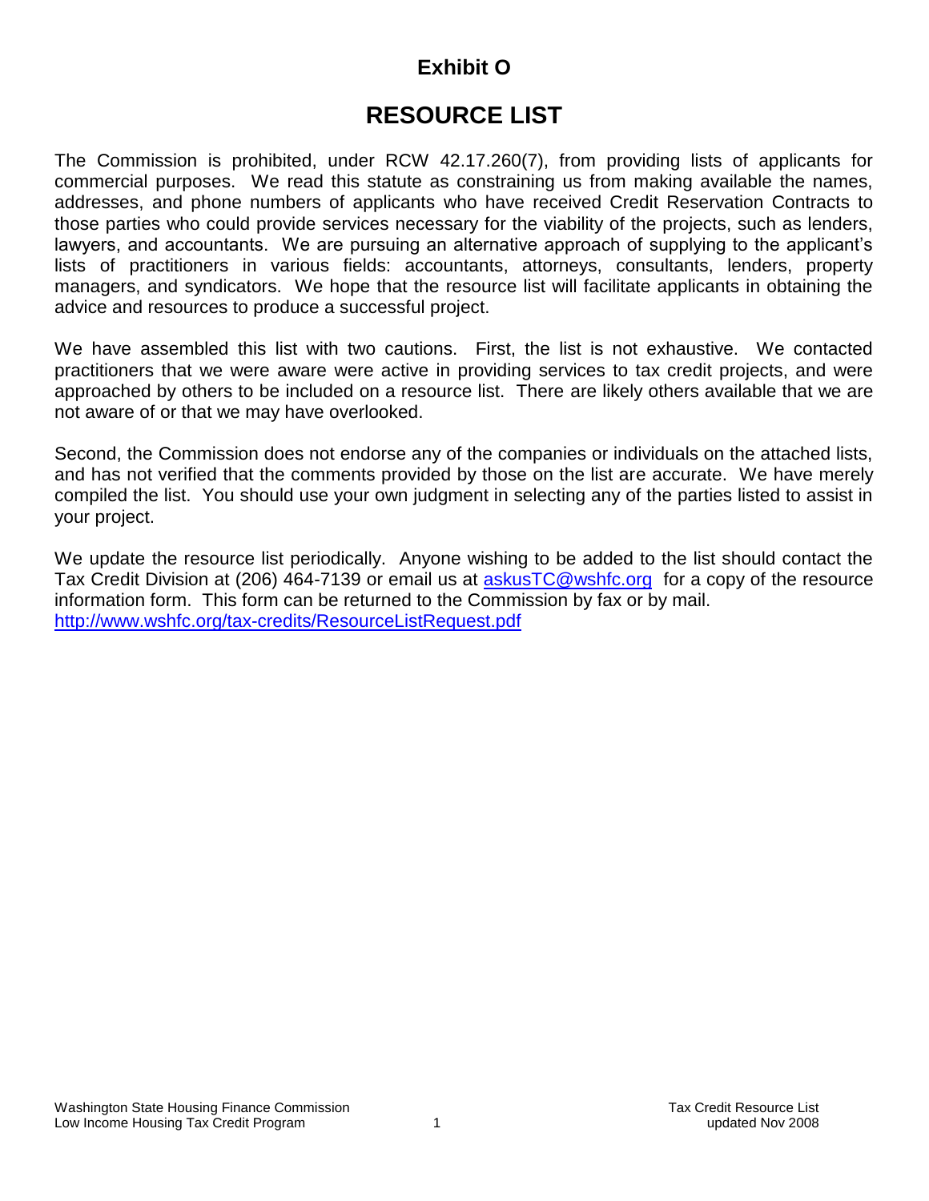# Exhibit O

## RESOURCE LIST

The Commission is prohibited, under RCW 42.17.260(7), from providing lists of applicants for commercial purposes. We read this statute as constraining us from making available the names, addresses, and phone numbers of applicants who have received Credit Reservation Contracts to those parties who could provide services necessary for the viability of the projects, such as lenders, lawyers, and accountants. We are pursuing an alternative approach of supplying to the applicant's lists of practitioners in various fields: accountants, attorneys, consultants, lenders, property managers, and syndicators. We hope that the resource list will facilitate applicants in obtaining the advice and resources to produce a successful project.

We have assembled this list with two cautions. First, the list is not exhaustive. We contacted practitioners that we were aware were active in providing services to tax credit projects, and were approached by others to be included on a resource list. There are likely others available that we are not aware of or that we may have overlooked.

Second, the Commission does not endorse any of the companies or individuals on the attached lists, and has not verified that the comments provided by those on the list are accurate. We have merely compiled the list. You should use your own judgment in selecting any of the parties listed to assist in your project.

We update the resource list periodically. Anyone wishing to be added to the list should contact the Tax Credit Division at (206) 464-7139 or email us at askusTC@wshfc.org for a copy of the resource information form. This form can be returned to the Commission by fax or by mail.
http://www.wshfc.org/tax-credits/ResourceListRequest.pdf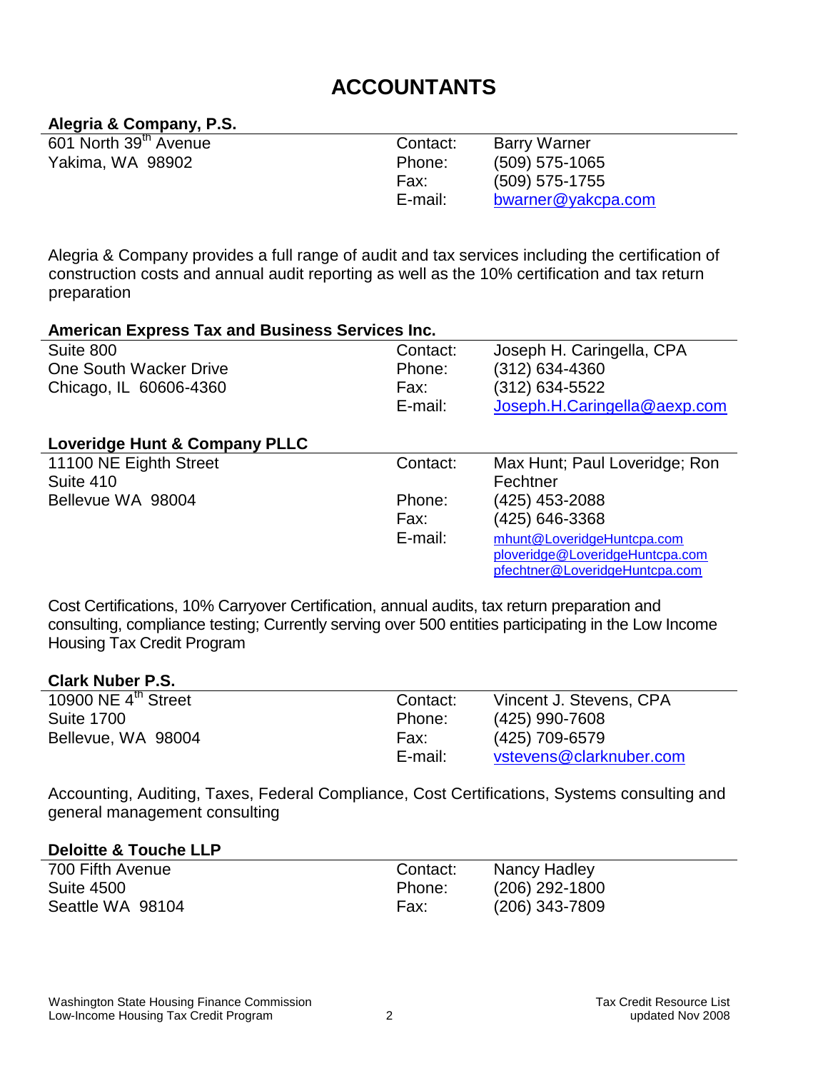# ACCOUNTANTS

### Alegria & Company, P.S.

| | | |
|---|---|---|
| 601 North 39th Avenue | Contact: | Barry Warner |
| Yakima, WA 98902 | Phone: | (509) 575-1065 |
| | Fax: | (509) 575-1755 |
| | E-mail: | bwarner@yakcpa.com |

Alegria & Company provides a full range of audit and tax services including the certification of construction costs and annual audit reporting as well as the 10% certification and tax return preparation

### American Express Tax and Business Services Inc.

| | | |
|---|---|---|
| Suite 800 | Contact: | Joseph H. Caringella, CPA |
| One South Wacker Drive | Phone: | (312) 634-4360 |
| Chicago, IL 60606-4360 | Fax: | (312) 634-5522 |
| | E-mail: | Joseph.H.Caringella@aexp.com |

### Loveridge Hunt & Company PLLC

| | | |
|---|---|---|
| 11100 NE Eighth Street | Contact: | Max Hunt; Paul Loveridge; Ron Fechtner |
| Suite 410 | | |
| Bellevue WA 98004 | Phone: | (425) 453-2088 |
| | Fax: | (425) 646-3368 |
| | E-mail: | mhunt@LoveridgeHuntcpa.com<br>ploveridge@LoveridgeHuntcpa.com<br>pfechtner@LoveridgeHuntcpa.com |

Cost Certifications, 10% Carryover Certification, annual audits, tax return preparation and consulting, compliance testing; Currently serving over 500 entities participating in the Low Income Housing Tax Credit Program

### Clark Nuber P.S.

| | | |
|---|---|---|
| 10900 NE 4th Street | Contact: | Vincent J. Stevens, CPA |
| Suite 1700 | Phone: | (425) 990-7608 |
| Bellevue, WA 98004 | Fax: | (425) 709-6579 |
| | E-mail: | vstevens@clarknuber.com |

Accounting, Auditing, Taxes, Federal Compliance, Cost Certifications, Systems consulting and general management consulting

### Deloitte & Touche LLP

| | | |
|---|---|---|
| 700 Fifth Avenue | Contact: | Nancy Hadley |
| Suite 4500 | Phone: | (206) 292-1800 |
| Seattle WA 98104 | Fax: | (206) 343-7809 |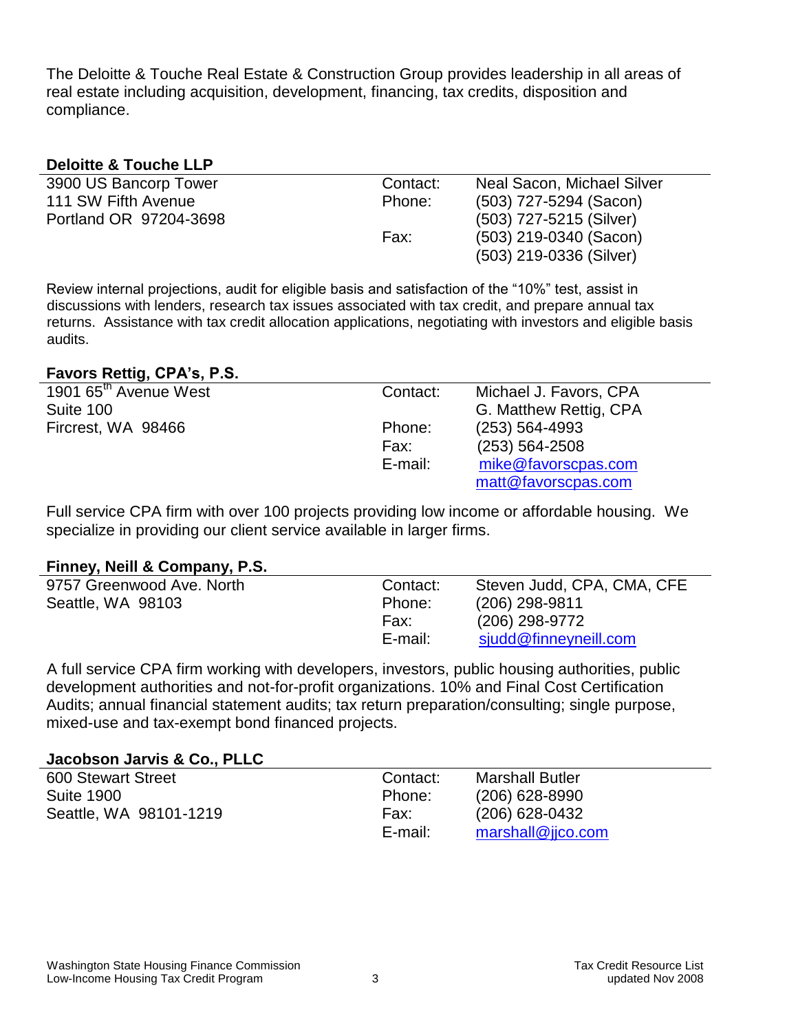The Deloitte & Touche Real Estate & Construction Group provides leadership in all areas of real estate including acquisition, development, financing, tax credits, disposition and compliance.

**Deloitte & Touche LLP**

| | | |
|---|---|---|
| 3900 US Bancorp Tower | Contact: | Neal Sacon, Michael Silver |
| 111 SW Fifth Avenue | Phone: | (503) 727-5294 (Sacon) |
| Portland OR 97204-3698 | | (503) 727-5215 (Silver) |
| | Fax: | (503) 219-0340 (Sacon) |
| | | (503) 219-0336 (Silver) |

Review internal projections, audit for eligible basis and satisfaction of the "10%" test, assist in discussions with lenders, research tax issues associated with tax credit, and prepare annual tax returns. Assistance with tax credit allocation applications, negotiating with investors and eligible basis audits.

**Favors Rettig, CPA's, P.S.**

| | | |
|---|---|---|
| 1901 65th Avenue West | Contact: | Michael J. Favors, CPA |
| Suite 100 | | G. Matthew Rettig, CPA |
| Fircrest, WA 98466 | Phone: | (253) 564-4993 |
| | Fax: | (253) 564-2508 |
| | E-mail: | mike@favorscpas.com |
| | | matt@favorscpas.com |

Full service CPA firm with over 100 projects providing low income or affordable housing. We specialize in providing our client service available in larger firms.

**Finney, Neill & Company, P.S.**

| | | |
|---|---|---|
| 9757 Greenwood Ave. North | Contact: | Steven Judd, CPA, CMA, CFE |
| Seattle, WA 98103 | Phone: | (206) 298-9811 |
| | Fax: | (206) 298-9772 |
| | E-mail: | sjudd@finneyneill.com |

A full service CPA firm working with developers, investors, public housing authorities, public development authorities and not-for-profit organizations. 10% and Final Cost Certification Audits; annual financial statement audits; tax return preparation/consulting; single purpose, mixed-use and tax-exempt bond financed projects.

**Jacobson Jarvis & Co., PLLC**

| | | |
|---|---|---|
| 600 Stewart Street | Contact: | Marshall Butler |
| Suite 1900 | Phone: | (206) 628-8990 |
| Seattle, WA 98101-1219 | Fax: | (206) 628-0432 |
| | E-mail: | marshall@jjco.com |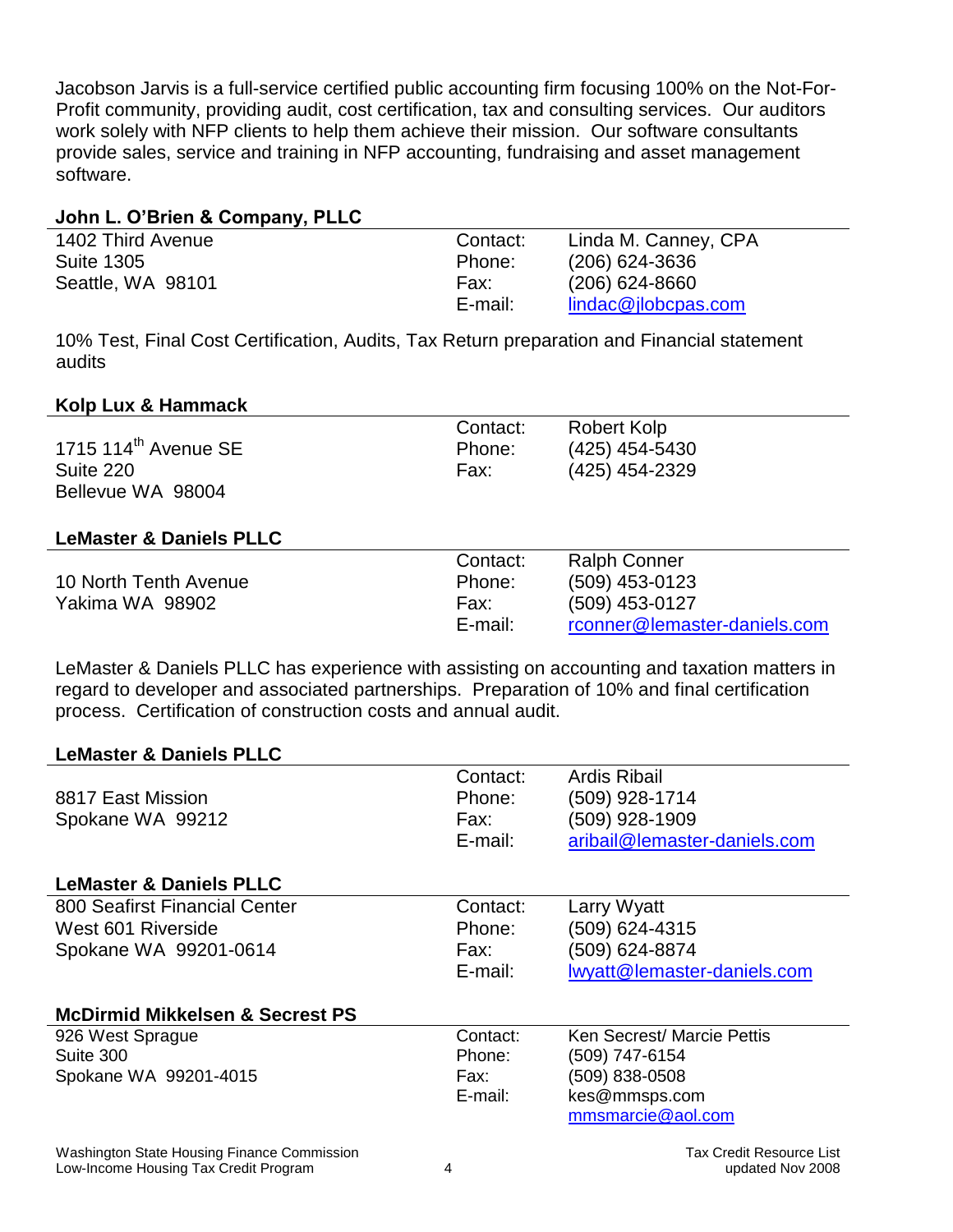Jacobson Jarvis is a full-service certified public accounting firm focusing 100% on the Not-For-Profit community, providing audit, cost certification, tax and consulting services. Our auditors work solely with NFP clients to help them achieve their mission. Our software consultants provide sales, service and training in NFP accounting, fundraising and asset management software.

**John L. O'Brien & Company, PLLC**

| | | |
|---|---|---|
| 1402 Third Avenue | Contact: | Linda M. Canney, CPA |
| Suite 1305 | Phone: | (206) 624-3636 |
| Seattle, WA 98101 | Fax: | (206) 624-8660 |
| | E-mail: | lindac@jlobcpas.com |

10% Test, Final Cost Certification, Audits, Tax Return preparation and Financial statement audits

**Kolp Lux & Hammack**

| | | |
|---|---|---|
| | Contact: | Robert Kolp |
| 1715 114th Avenue SE | Phone: | (425) 454-5430 |
| Suite 220 | Fax: | (425) 454-2329 |
| Bellevue WA 98004 | | |

**LeMaster & Daniels PLLC**

| | | |
|---|---|---|
| | Contact: | Ralph Conner |
| 10 North Tenth Avenue | Phone: | (509) 453-0123 |
| Yakima WA 98902 | Fax: | (509) 453-0127 |
| | E-mail: | rconner@lemaster-daniels.com |

LeMaster & Daniels PLLC has experience with assisting on accounting and taxation matters in regard to developer and associated partnerships. Preparation of 10% and final certification process. Certification of construction costs and annual audit.

**LeMaster & Daniels PLLC**

| | | |
|---|---|---|
| | Contact: | Ardis Ribail |
| 8817 East Mission | Phone: | (509) 928-1714 |
| Spokane WA 99212 | Fax: | (509) 928-1909 |
| | E-mail: | aribail@lemaster-daniels.com |

**LeMaster & Daniels PLLC**

| | | |
|---|---|---|
| 800 Seafirst Financial Center | Contact: | Larry Wyatt |
| West 601 Riverside | Phone: | (509) 624-4315 |
| Spokane WA 99201-0614 | Fax: | (509) 624-8874 |
| | E-mail: | lwyatt@lemaster-daniels.com |

**McDirmid Mikkelsen & Secrest PS**

| | | |
|---|---|---|
| 926 West Sprague | Contact: | Ken Secrest/ Marcie Pettis |
| Suite 300 | Phone: | (509) 747-6154 |
| Spokane WA 99201-4015 | Fax: | (509) 838-0508 |
| | E-mail: | kes@mmsps.com<br>mmsmarcie@aol.com |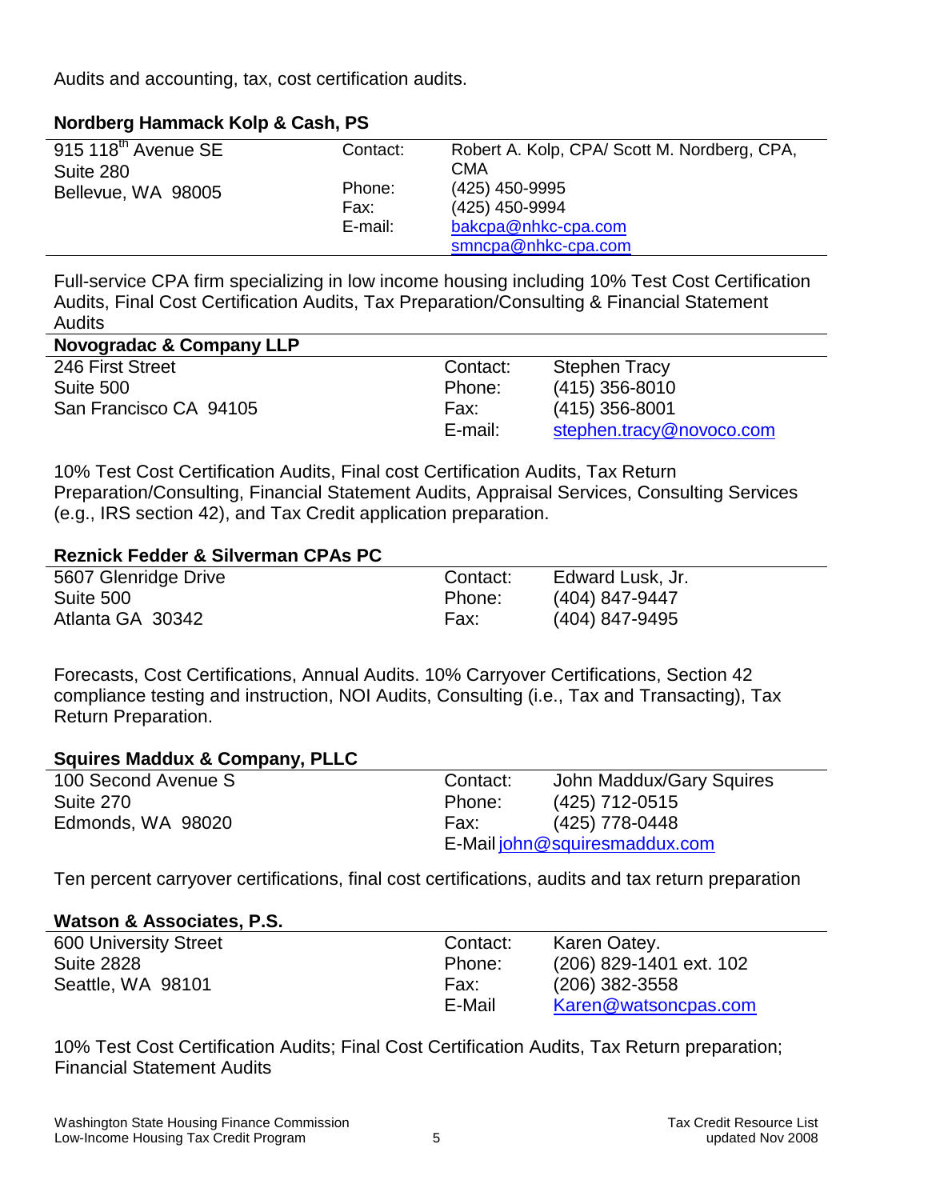Audits and accounting, tax, cost certification audits.

**Nordberg Hammack Kolp & Cash, PS**

| | | |
|---|---|---|
| 915 118th Avenue SE<br>Suite 280<br>Bellevue, WA 98005 | Contact: | Robert A. Kolp, CPA/ Scott M. Nordberg, CPA, CMA |
| | Phone: | (425) 450-9995 |
| | Fax: | (425) 450-9994 |
| | E-mail: | bakcpa@nhkc-cpa.com<br>smncpa@nhkc-cpa.com |

Full-service CPA firm specializing in low income housing including 10% Test Cost Certification Audits, Final Cost Certification Audits, Tax Preparation/Consulting & Financial Statement Audits

**Novogradac & Company LLP**

| | | |
|---|---|---|
| 246 First Street | Contact: | Stephen Tracy |
| Suite 500 | Phone: | (415) 356-8010 |
| San Francisco CA 94105 | Fax: | (415) 356-8001 |
| | E-mail: | stephen.tracy@novoco.com |

10% Test Cost Certification Audits, Final cost Certification Audits, Tax Return Preparation/Consulting, Financial Statement Audits, Appraisal Services, Consulting Services (e.g., IRS section 42), and Tax Credit application preparation.

**Reznick Fedder & Silverman CPAs PC**

| | | |
|---|---|---|
| 5607 Glenridge Drive | Contact: | Edward Lusk, Jr. |
| Suite 500 | Phone: | (404) 847-9447 |
| Atlanta GA 30342 | Fax: | (404) 847-9495 |

Forecasts, Cost Certifications, Annual Audits. 10% Carryover Certifications, Section 42 compliance testing and instruction, NOI Audits, Consulting (i.e., Tax and Transacting), Tax Return Preparation.

**Squires Maddux & Company, PLLC**

| | | |
|---|---|---|
| 100 Second Avenue S | Contact: | John Maddux/Gary Squires |
| Suite 270 | Phone: | (425) 712-0515 |
| Edmonds, WA 98020 | Fax: | (425) 778-0448 |
| | E-Mail | john@squiresmaddux.com |

Ten percent carryover certifications, final cost certifications, audits and tax return preparation

**Watson & Associates, P.S.**

| | | |
|---|---|---|
| 600 University Street | Contact: | Karen Oatey. |
| Suite 2828 | Phone: | (206) 829-1401 ext. 102 |
| Seattle, WA 98101 | Fax: | (206) 382-3558 |
| | E-Mail | Karen@watsoncpas.com |

10% Test Cost Certification Audits; Final Cost Certification Audits, Tax Return preparation; Financial Statement Audits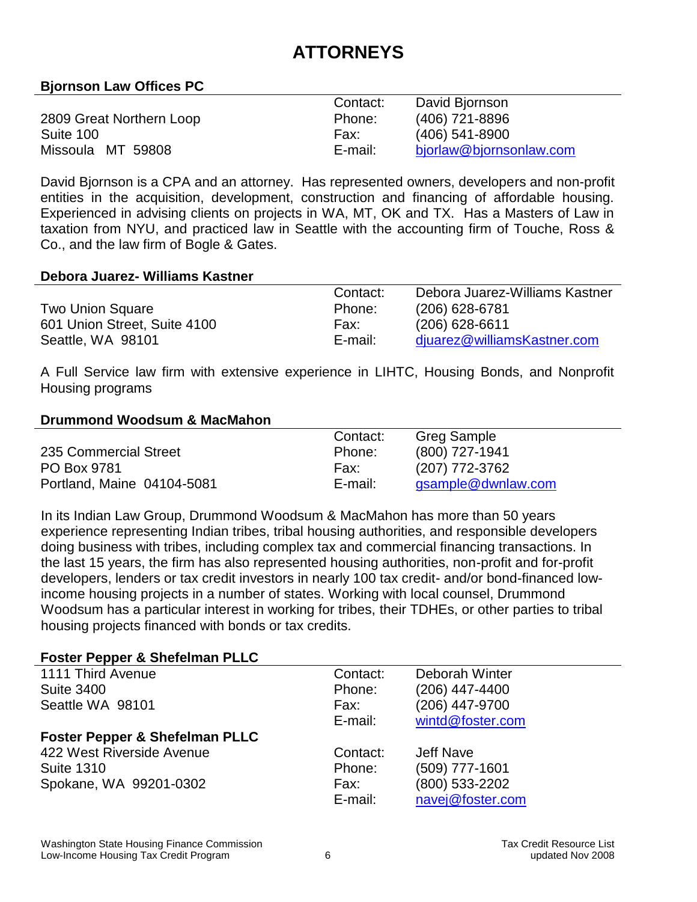# ATTORNEYS

**Bjornson Law Offices PC**

| | | |
|---|---|---|
| | Contact: | David Bjornson |
| 2809 Great Northern Loop | Phone: | (406) 721-8896 |
| Suite 100 | Fax: | (406) 541-8900 |
| Missoula MT 59808 | E-mail: | bjorlaw@bjornsonlaw.com |

David Bjornson is a CPA and an attorney. Has represented owners, developers and non-profit entities in the acquisition, development, construction and financing of affordable housing. Experienced in advising clients on projects in WA, MT, OK and TX. Has a Masters of Law in taxation from NYU, and practiced law in Seattle with the accounting firm of Touche, Ross & Co., and the law firm of Bogle & Gates.

**Debora Juarez- Williams Kastner**

| | | |
|---|---|---|
| | Contact: | Debora Juarez-Williams Kastner |
| Two Union Square | Phone: | (206) 628-6781 |
| 601 Union Street, Suite 4100 | Fax: | (206) 628-6611 |
| Seattle, WA 98101 | E-mail: | djuarez@williamsKastner.com |

A Full Service law firm with extensive experience in LIHTC, Housing Bonds, and Nonprofit Housing programs

**Drummond Woodsum & MacMahon**

| | | |
|---|---|---|
| | Contact: | Greg Sample |
| 235 Commercial Street | Phone: | (800) 727-1941 |
| PO Box 9781 | Fax: | (207) 772-3762 |
| Portland, Maine 04104-5081 | E-mail: | gsample@dwnlaw.com |

In its Indian Law Group, Drummond Woodsum & MacMahon has more than 50 years experience representing Indian tribes, tribal housing authorities, and responsible developers doing business with tribes, including complex tax and commercial financing transactions. In the last 15 years, the firm has also represented housing authorities, non-profit and for-profit developers, lenders or tax credit investors in nearly 100 tax credit- and/or bond-financed low-income housing projects in a number of states. Working with local counsel, Drummond Woodsum has a particular interest in working for tribes, their TDHEs, or other parties to tribal housing projects financed with bonds or tax credits.

**Foster Pepper & Shefelman PLLC**

| | | |
|---|---|---|
| 1111 Third Avenue | Contact: | Deborah Winter |
| Suite 3400 | Phone: | (206) 447-4400 |
| Seattle WA 98101 | Fax: | (206) 447-9700 |
| | E-mail: | wintd@foster.com |

**Foster Pepper & Shefelman PLLC**

| | | |
|---|---|---|
| 422 West Riverside Avenue | Contact: | Jeff Nave |
| Suite 1310 | Phone: | (509) 777-1601 |
| Spokane, WA 99201-0302 | Fax: | (800) 533-2202 |
| | E-mail: | navej@foster.com |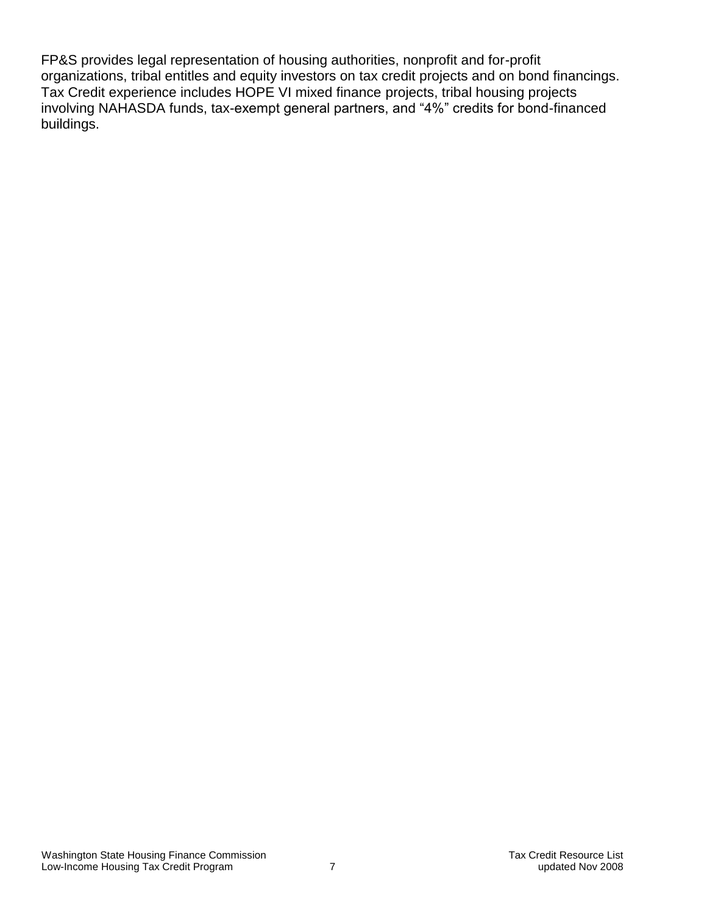FP&S provides legal representation of housing authorities, nonprofit and for-profit organizations, tribal entitles and equity investors on tax credit projects and on bond financings. Tax Credit experience includes HOPE VI mixed finance projects, tribal housing projects involving NAHASDA funds, tax-exempt general partners, and “4%” credits for bond-financed buildings.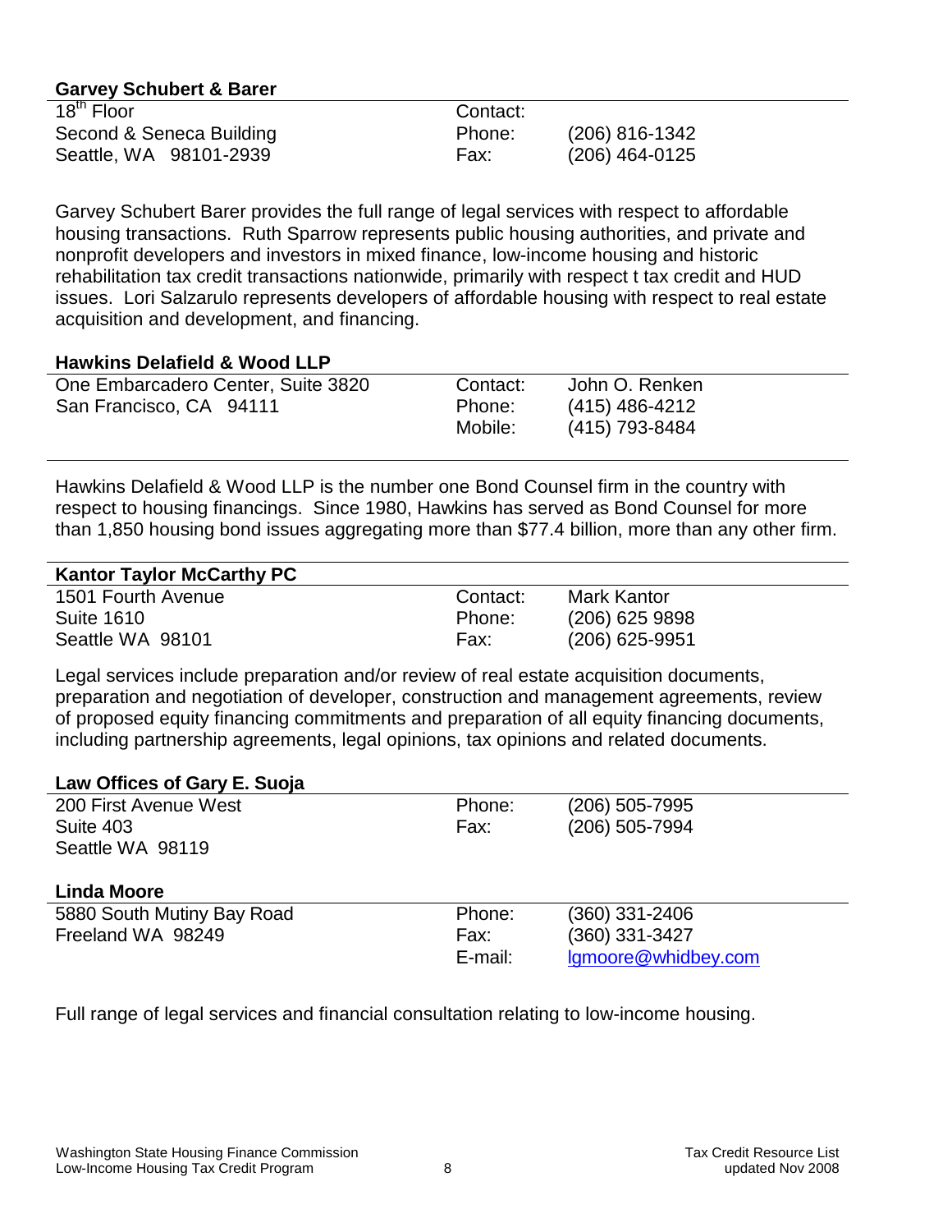### Garvey Schubert & Barer

| | | |
|---|---|---|
| 18th Floor | Contact: | |
| Second & Seneca Building | Phone: | (206) 816-1342 |
| Seattle, WA 98101-2939 | Fax: | (206) 464-0125 |

Garvey Schubert Barer provides the full range of legal services with respect to affordable housing transactions. Ruth Sparrow represents public housing authorities, and private and nonprofit developers and investors in mixed finance, low-income housing and historic rehabilitation tax credit transactions nationwide, primarily with respect t tax credit and HUD issues. Lori Salzarulo represents developers of affordable housing with respect to real estate acquisition and development, and financing.

### Hawkins Delafield & Wood LLP

| | | |
|---|---|---|
| One Embarcadero Center, Suite 3820 | Contact: | John O. Renken |
| San Francisco, CA 94111 | Phone: | (415) 486-4212 |
| | Mobile: | (415) 793-8484 |

Hawkins Delafield & Wood LLP is the number one Bond Counsel firm in the country with respect to housing financings. Since 1980, Hawkins has served as Bond Counsel for more than 1,850 housing bond issues aggregating more than $77.4 billion, more than any other firm.

### Kantor Taylor McCarthy PC

| | | |
|---|---|---|
| 1501 Fourth Avenue | Contact: | Mark Kantor |
| Suite 1610 | Phone: | (206) 625 9898 |
| Seattle WA 98101 | Fax: | (206) 625-9951 |

Legal services include preparation and/or review of real estate acquisition documents, preparation and negotiation of developer, construction and management agreements, review of proposed equity financing commitments and preparation of all equity financing documents, including partnership agreements, legal opinions, tax opinions and related documents.

### Law Offices of Gary E. Suoja

| | | |
|---|---|---|
| 200 First Avenue West | Phone: | (206) 505-7995 |
| Suite 403 | Fax: | (206) 505-7994 |
| Seattle WA 98119 | | |

### Linda Moore

| | | |
|---|---|---|
| 5880 South Mutiny Bay Road | Phone: | (360) 331-2406 |
| Freeland WA 98249 | Fax: | (360) 331-3427 |
| | E-mail: | lgmoore@whidbey.com |

Full range of legal services and financial consultation relating to low-income housing.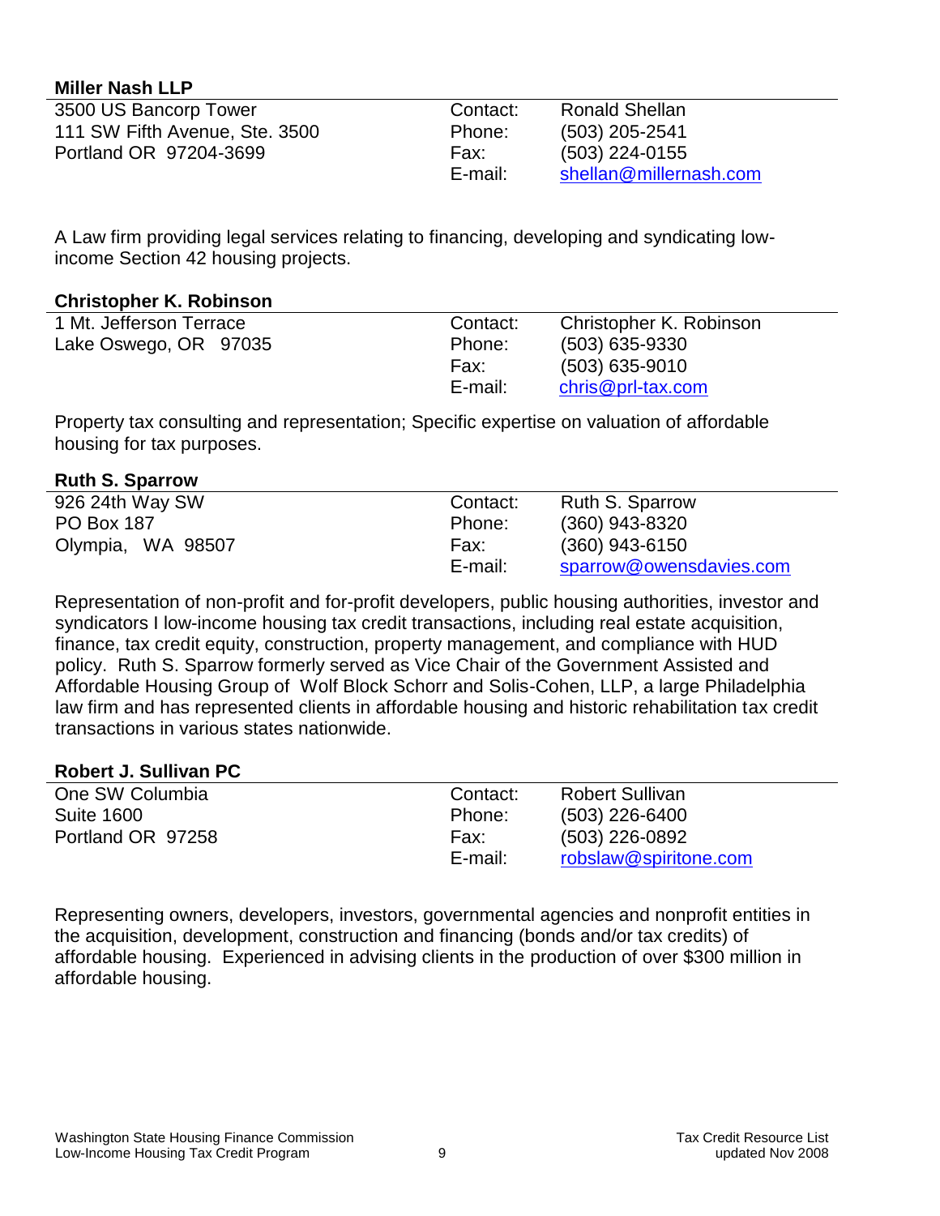**Miller Nash LLP**

| | | | |
|---|---|---|---|
| 3500 US Bancorp Tower | Contact: | Ronald Shellan |
| 111 SW Fifth Avenue, Ste. 3500 | Phone: | (503) 205-2541 |
| Portland OR 97204-3699 | Fax: | (503) 224-0155 |
| | E-mail: | shellan@millernash.com |

A Law firm providing legal services relating to financing, developing and syndicating low-income Section 42 housing projects.

**Christopher K. Robinson**

| | | |
|---|---|---|
| 1 Mt. Jefferson Terrace | Contact: | Christopher K. Robinson |
| Lake Oswego, OR 97035 | Phone: | (503) 635-9330 |
| | Fax: | (503) 635-9010 |
| | E-mail: | chris@prl-tax.com |

Property tax consulting and representation; Specific expertise on valuation of affordable housing for tax purposes.

**Ruth S. Sparrow**

| | | |
|---|---|---|
| 926 24th Way SW | Contact: | Ruth S. Sparrow |
| PO Box 187 | Phone: | (360) 943-8320 |
| Olympia, WA 98507 | Fax: | (360) 943-6150 |
| | E-mail: | sparrow@owensdavies.com |

Representation of non-profit and for-profit developers, public housing authorities, investor and syndicators I low-income housing tax credit transactions, including real estate acquisition, finance, tax credit equity, construction, property management, and compliance with HUD policy. Ruth S. Sparrow formerly served as Vice Chair of the Government Assisted and Affordable Housing Group of Wolf Block Schorr and Solis-Cohen, LLP, a large Philadelphia law firm and has represented clients in affordable housing and historic rehabilitation tax credit transactions in various states nationwide.

**Robert J. Sullivan PC**

| | | |
|---|---|---|
| One SW Columbia | Contact: | Robert Sullivan |
| Suite 1600 | Phone: | (503) 226-6400 |
| Portland OR 97258 | Fax: | (503) 226-0892 |
| | E-mail: | robslaw@spiritone.com |

Representing owners, developers, investors, governmental agencies and nonprofit entities in the acquisition, development, construction and financing (bonds and/or tax credits) of affordable housing. Experienced in advising clients in the production of over $300 million in affordable housing.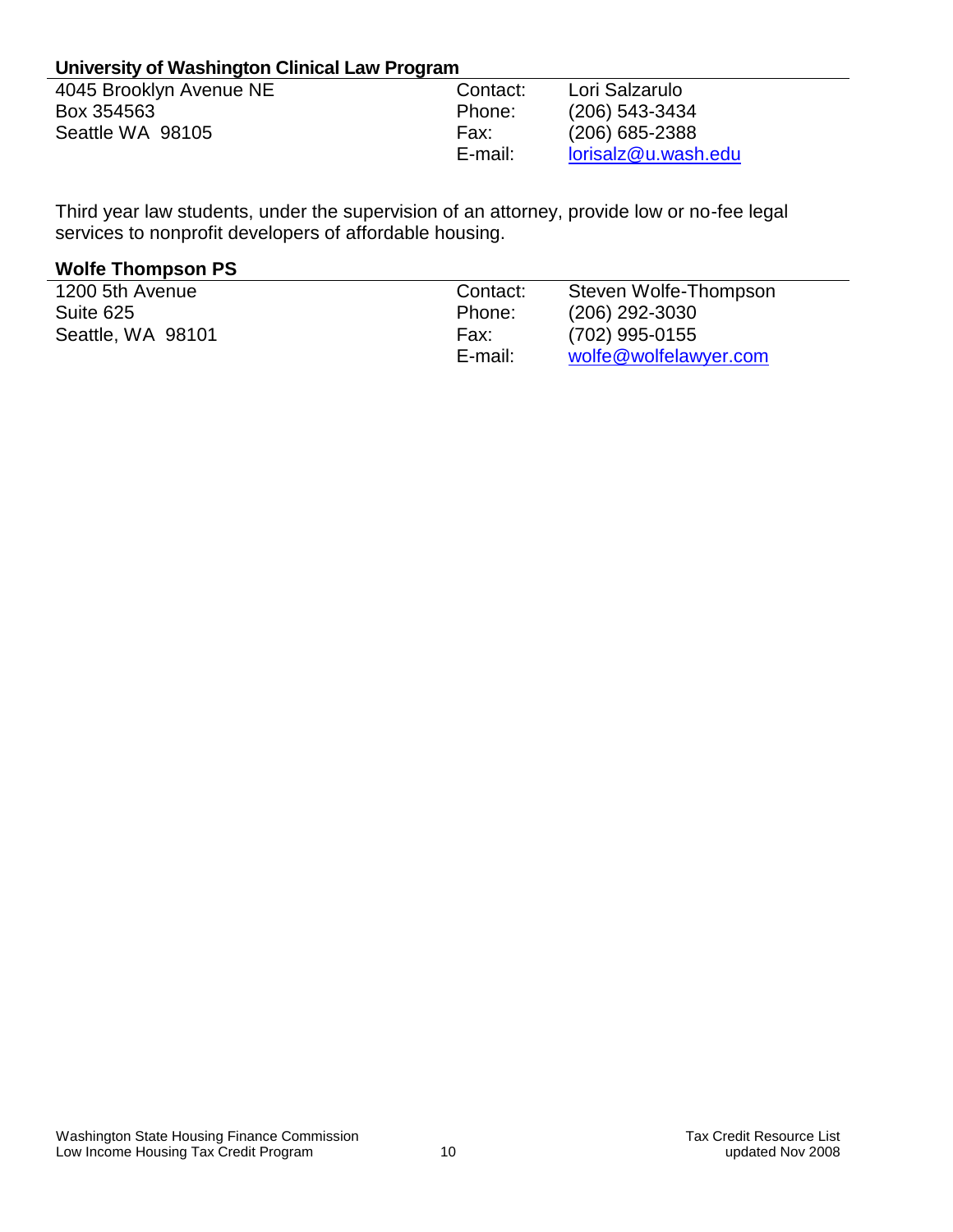### University of Washington Clinical Law Program

| | | |
|---|---|---|
| 4045 Brooklyn Avenue NE | Contact: | Lori Salzarulo |
| Box 354563 | Phone: | (206) 543-3434 |
| Seattle WA 98105 | Fax: | (206) 685-2388 |
| | E-mail: | lorisalz@u.wash.edu |

Third year law students, under the supervision of an attorney, provide low or no-fee legal services to nonprofit developers of affordable housing.

### Wolfe Thompson PS

| | | |
|---|---|---|
| 1200 5th Avenue | Contact: | Steven Wolfe-Thompson |
| Suite 625 | Phone: | (206) 292-3030 |
| Seattle, WA 98101 | Fax: | (702) 995-0155 |
| | E-mail: | wolfe@wolfelawyer.com |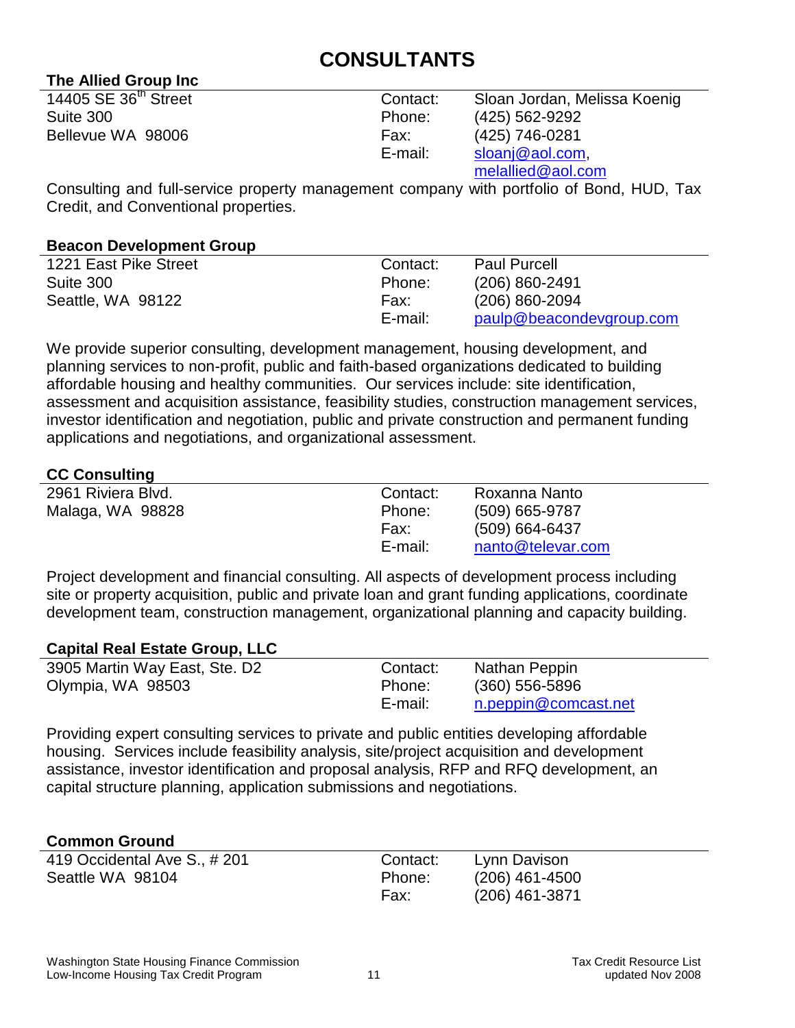# CONSULTANTS

### The Allied Group Inc

| | | |
|---|---|---|
| 14405 SE 36th Street | Contact: | Sloan Jordan, Melissa Koenig |
| Suite 300 | Phone: | (425) 562-9292 |
| Bellevue WA 98006 | Fax: | (425) 746-0281 |
| | E-mail: | sloanj@aol.com, melallied@aol.com |

Consulting and full-service property management company with portfolio of Bond, HUD, Tax Credit, and Conventional properties.

### Beacon Development Group

| | | |
|---|---|---|
| 1221 East Pike Street | Contact: | Paul Purcell |
| Suite 300 | Phone: | (206) 860-2491 |
| Seattle, WA 98122 | Fax: | (206) 860-2094 |
| | E-mail: | paulp@beacondevgroup.com |

We provide superior consulting, development management, housing development, and planning services to non-profit, public and faith-based organizations dedicated to building affordable housing and healthy communities. Our services include: site identification, assessment and acquisition assistance, feasibility studies, construction management services, investor identification and negotiation, public and private construction and permanent funding applications and negotiations, and organizational assessment.

### CC Consulting

| | | |
|---|---|---|
| 2961 Riviera Blvd. | Contact: | Roxanna Nanto |
| Malaga, WA 98828 | Phone: | (509) 665-9787 |
| | Fax: | (509) 664-6437 |
| | E-mail: | nanto@televar.com |

Project development and financial consulting. All aspects of development process including site or property acquisition, public and private loan and grant funding applications, coordinate development team, construction management, organizational planning and capacity building.

### Capital Real Estate Group, LLC

| | | |
|---|---|---|
| 3905 Martin Way East, Ste. D2 | Contact: | Nathan Peppin |
| Olympia, WA 98503 | Phone: | (360) 556-5896 |
| | E-mail: | n.peppin@comcast.net |

Providing expert consulting services to private and public entities developing affordable housing. Services include feasibility analysis, site/project acquisition and development assistance, investor identification and proposal analysis, RFP and RFQ development, an capital structure planning, application submissions and negotiations.

### Common Ground

| | | |
|---|---|---|
| 419 Occidental Ave S., # 201 | Contact: | Lynn Davison |
| Seattle WA 98104 | Phone: | (206) 461-4500 |
| | Fax: | (206) 461-3871 |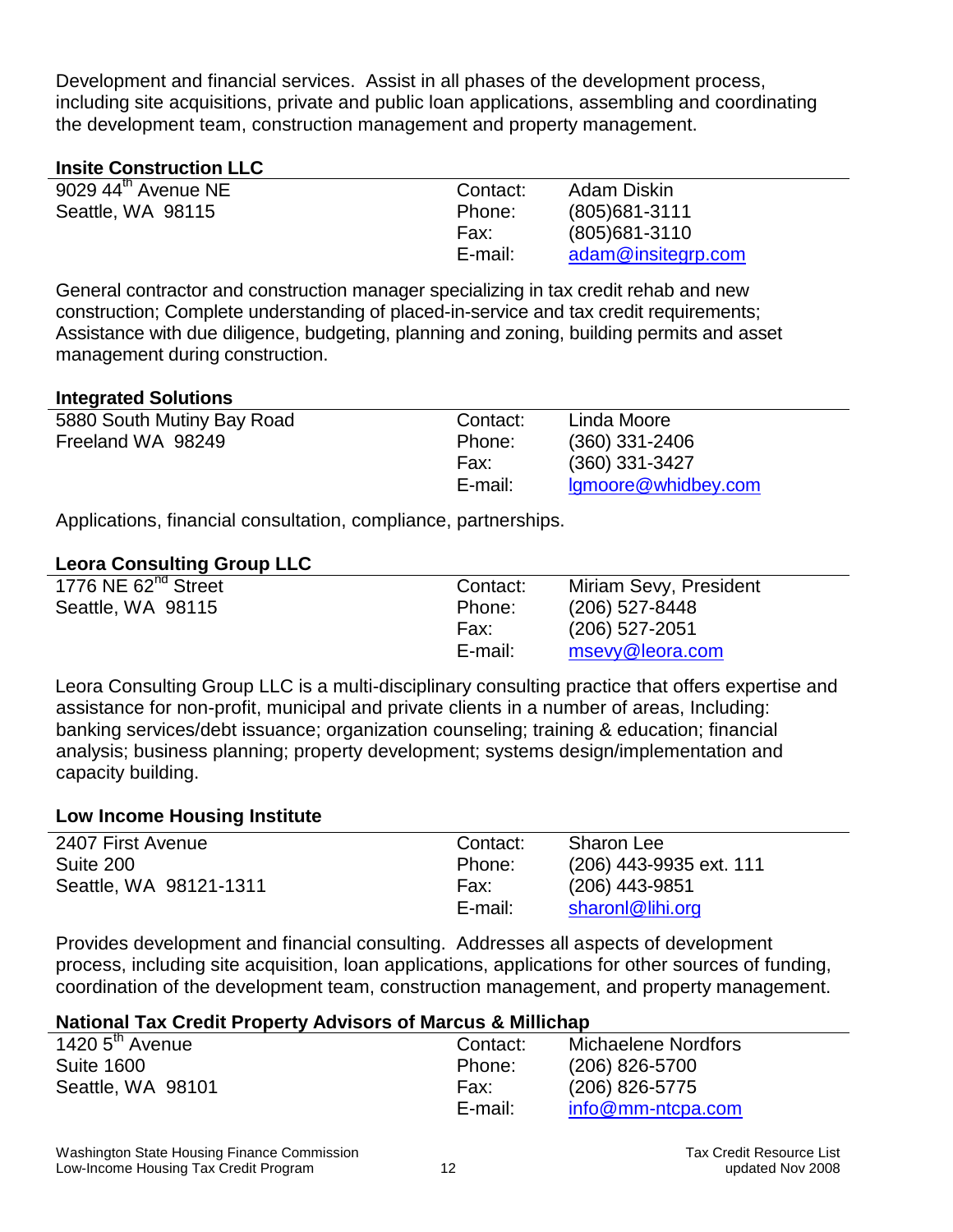Development and financial services. Assist in all phases of the development process, including site acquisitions, private and public loan applications, assembling and coordinating the development team, construction management and property management.

**Insite Construction LLC**

| | | |
|---|---|---|
| 9029 44th Avenue NE | Contact: | Adam Diskin |
| Seattle, WA 98115 | Phone: | (805)681-3111 |
| | Fax: | (805)681-3110 |
| | E-mail: | adam@insitegrp.com |

General contractor and construction manager specializing in tax credit rehab and new construction; Complete understanding of placed-in-service and tax credit requirements; Assistance with due diligence, budgeting, planning and zoning, building permits and asset management during construction.

**Integrated Solutions**

| | | |
|---|---|---|
| 5880 South Mutiny Bay Road | Contact: | Linda Moore |
| Freeland WA 98249 | Phone: | (360) 331-2406 |
| | Fax: | (360) 331-3427 |
| | E-mail: | lgmoore@whidbey.com |

Applications, financial consultation, compliance, partnerships.

**Leora Consulting Group LLC**

| | | |
|---|---|---|
| 1776 NE 62nd Street | Contact: | Miriam Sevy, President |
| Seattle, WA 98115 | Phone: | (206) 527-8448 |
| | Fax: | (206) 527-2051 |
| | E-mail: | msevy@leora.com |

Leora Consulting Group LLC is a multi-disciplinary consulting practice that offers expertise and assistance for non-profit, municipal and private clients in a number of areas, Including: banking services/debt issuance; organization counseling; training & education; financial analysis; business planning; property development; systems design/implementation and capacity building.

**Low Income Housing Institute**

| | | |
|---|---|---|
| 2407 First Avenue | Contact: | Sharon Lee |
| Suite 200 | Phone: | (206) 443-9935 ext. 111 |
| Seattle, WA 98121-1311 | Fax: | (206) 443-9851 |
| | E-mail: | sharonl@lihi.org |

Provides development and financial consulting. Addresses all aspects of development process, including site acquisition, loan applications, applications for other sources of funding, coordination of the development team, construction management, and property management.

**National Tax Credit Property Advisors of Marcus & Millichap**

| | | |
|---|---|---|
| 1420 5th Avenue | Contact: | Michaelene Nordfors |
| Suite 1600 | Phone: | (206) 826-5700 |
| Seattle, WA 98101 | Fax: | (206) 826-5775 |
| | E-mail: | info@mm-ntcpa.com |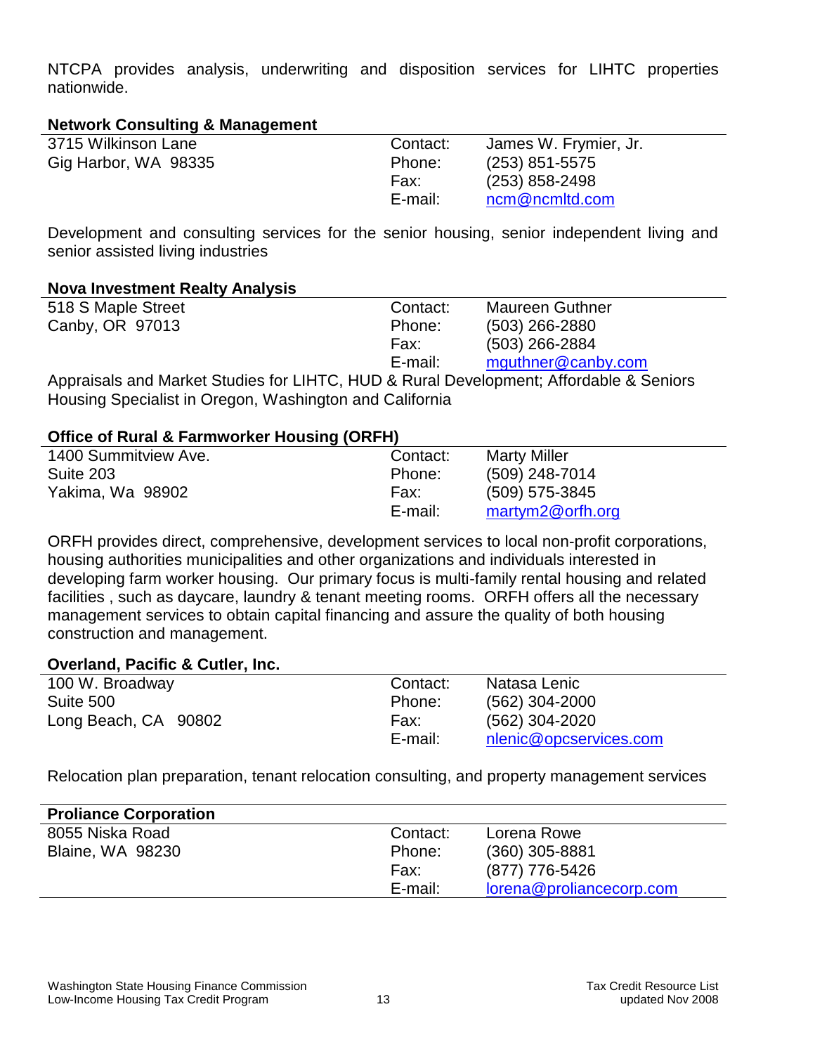NTCPA provides analysis, underwriting and disposition services for LIHTC properties nationwide.

**Network Consulting & Management**

| | | |
|---|---|---|
| 3715 Wilkinson Lane | Contact: | James W. Frymier, Jr. |
| Gig Harbor, WA 98335 | Phone: | (253) 851-5575 |
| | Fax: | (253) 858-2498 |
| | E-mail: | ncm@ncmltd.com |

Development and consulting services for the senior housing, senior independent living and senior assisted living industries

**Nova Investment Realty Analysis**

| | | |
|---|---|---|
| 518 S Maple Street | Contact: | Maureen Guthner |
| Canby, OR 97013 | Phone: | (503) 266-2880 |
| | Fax: | (503) 266-2884 |
| | E-mail: | mguthner@canby.com |

Appraisals and Market Studies for LIHTC, HUD & Rural Development; Affordable & Seniors Housing Specialist in Oregon, Washington and California

**Office of Rural & Farmworker Housing (ORFH)**

| | | |
|---|---|---|
| 1400 Summitview Ave. | Contact: | Marty Miller |
| Suite 203 | Phone: | (509) 248-7014 |
| Yakima, Wa 98902 | Fax: | (509) 575-3845 |
| | E-mail: | martym2@orfh.org |

ORFH provides direct, comprehensive, development services to local non-profit corporations, housing authorities municipalities and other organizations and individuals interested in developing farm worker housing. Our primary focus is multi-family rental housing and related facilities , such as daycare, laundry & tenant meeting rooms. ORFH offers all the necessary management services to obtain capital financing and assure the quality of both housing construction and management.

**Overland, Pacific & Cutler, Inc.**

| | | |
|---|---|---|
| 100 W. Broadway | Contact: | Natasa Lenic |
| Suite 500 | Phone: | (562) 304-2000 |
| Long Beach, CA 90802 | Fax: | (562) 304-2020 |
| | E-mail: | nlenic@opcservices.com |

Relocation plan preparation, tenant relocation consulting, and property management services

**Proliance Corporation**

| | | |
|---|---|---|
| 8055 Niska Road | Contact: | Lorena Rowe |
| Blaine, WA 98230 | Phone: | (360) 305-8881 |
| | Fax: | (877) 776-5426 |
| | E-mail: | lorena@proliancecorp.com |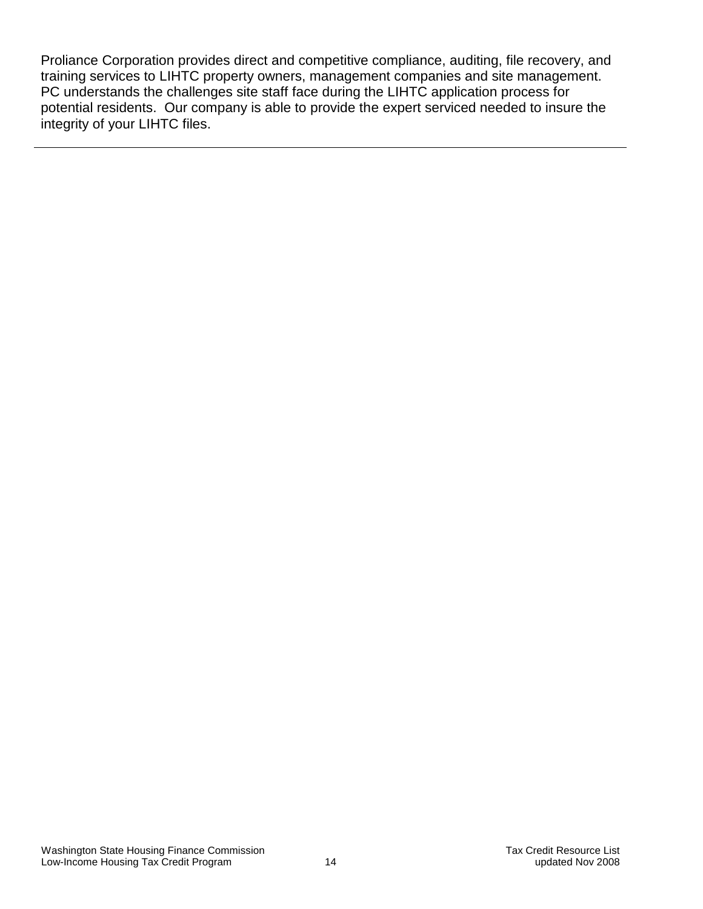Proliance Corporation provides direct and competitive compliance, auditing, file recovery, and training services to LIHTC property owners, management companies and site management. PC understands the challenges site staff face during the LIHTC application process for potential residents. Our company is able to provide the expert serviced needed to insure the integrity of your LIHTC files.

---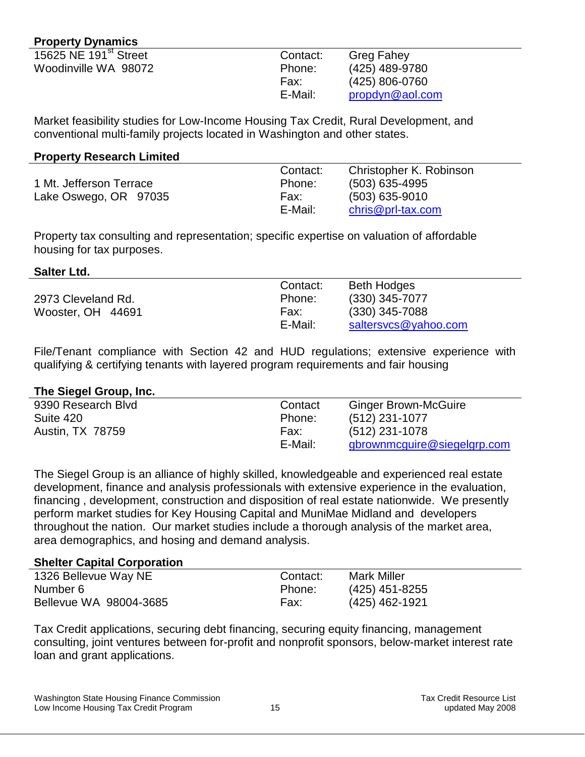**Property Dynamics**

| | | |
|---|---|---|
| 15625 NE 191st Street | Contact: | Greg Fahey |
| Woodinville WA 98072 | Phone: | (425) 489-9780 |
| | Fax: | (425) 806-0760 |
| | E-Mail: | propdyn@aol.com |

Market feasibility studies for Low-Income Housing Tax Credit, Rural Development, and conventional multi-family projects located in Washington and other states.

**Property Research Limited**

| | | |
|---|---|---|
| | Contact: | Christopher K. Robinson |
| 1 Mt. Jefferson Terrace | Phone: | (503) 635-4995 |
| Lake Oswego, OR 97035 | Fax: | (503) 635-9010 |
| | E-Mail: | chris@prl-tax.com |

Property tax consulting and representation; specific expertise on valuation of affordable housing for tax purposes.

**Salter Ltd.**

| | | |
|---|---|---|
| | Contact: | Beth Hodges |
| 2973 Cleveland Rd. | Phone: | (330) 345-7077 |
| Wooster, OH 44691 | Fax: | (330) 345-7088 |
| | E-Mail: | saltersvcs@yahoo.com |

File/Tenant compliance with Section 42 and HUD regulations; extensive experience with qualifying & certifying tenants with layered program requirements and fair housing

**The Siegel Group, Inc.**

| | | |
|---|---|---|
| 9390 Research Blvd | Contact | Ginger Brown-McGuire |
| Suite 420 | Phone: | (512) 231-1077 |
| Austin, TX 78759 | Fax: | (512) 231-1078 |
| | E-Mail: | gbrownmcguire@siegelgrp.com |

The Siegel Group is an alliance of highly skilled, knowledgeable and experienced real estate development, finance and analysis professionals with extensive experience in the evaluation, financing , development, construction and disposition of real estate nationwide. We presently perform market studies for Key Housing Capital and MuniMae Midland and developers throughout the nation. Our market studies include a thorough analysis of the market area, area demographics, and hosing and demand analysis.

**Shelter Capital Corporation**

| | | |
|---|---|---|
| 1326 Bellevue Way NE | Contact: | Mark Miller |
| Number 6 | Phone: | (425) 451-8255 |
| Bellevue WA 98004-3685 | Fax: | (425) 462-1921 |

Tax Credit applications, securing debt financing, securing equity financing, management consulting, joint ventures between for-profit and nonprofit sponsors, below-market interest rate loan and grant applications.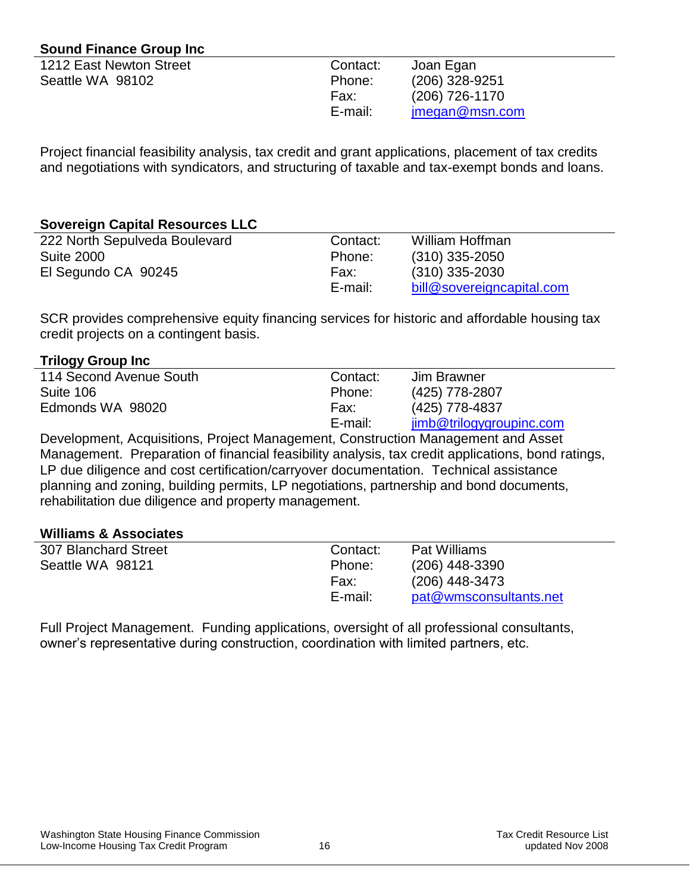### Sound Finance Group Inc

| | | | |
|---|---|---|---|
| 1212 East Newton Street | | Contact: | Joan Egan |
| Seattle WA 98102 | | Phone: | (206) 328-9251 |
| | | Fax: | (206) 726-1170 |
| | | E-mail: | jmegan@msn.com |

Project financial feasibility analysis, tax credit and grant applications, placement of tax credits and negotiations with syndicators, and structuring of taxable and tax-exempt bonds and loans.

### Sovereign Capital Resources LLC

| | | | |
|---|---|---|---|
| 222 North Sepulveda Boulevard | | Contact: | William Hoffman |
| Suite 2000 | | Phone: | (310) 335-2050 |
| El Segundo CA 90245 | | Fax: | (310) 335-2030 |
| | | E-mail: | bill@sovereigncapital.com |

SCR provides comprehensive equity financing services for historic and affordable housing tax credit projects on a contingent basis.

### Trilogy Group Inc

| | | | |
|---|---|---|---|
| 114 Second Avenue South | | Contact: | Jim Brawner |
| Suite 106 | | Phone: | (425) 778-2807 |
| Edmonds WA 98020 | | Fax: | (425) 778-4837 |
| | | E-mail: | jimb@trilogygroupinc.com |

Development, Acquisitions, Project Management, Construction Management and Asset Management. Preparation of financial feasibility analysis, tax credit applications, bond ratings, LP due diligence and cost certification/carryover documentation. Technical assistance planning and zoning, building permits, LP negotiations, partnership and bond documents, rehabilitation due diligence and property management.

### Williams & Associates

| | | | |
|---|---|---|---|
| 307 Blanchard Street | | Contact: | Pat Williams |
| Seattle WA 98121 | | Phone: | (206) 448-3390 |
| | | Fax: | (206) 448-3473 |
| | | E-mail: | pat@wmsconsultants.net |

Full Project Management. Funding applications, oversight of all professional consultants, owner's representative during construction, coordination with limited partners, etc.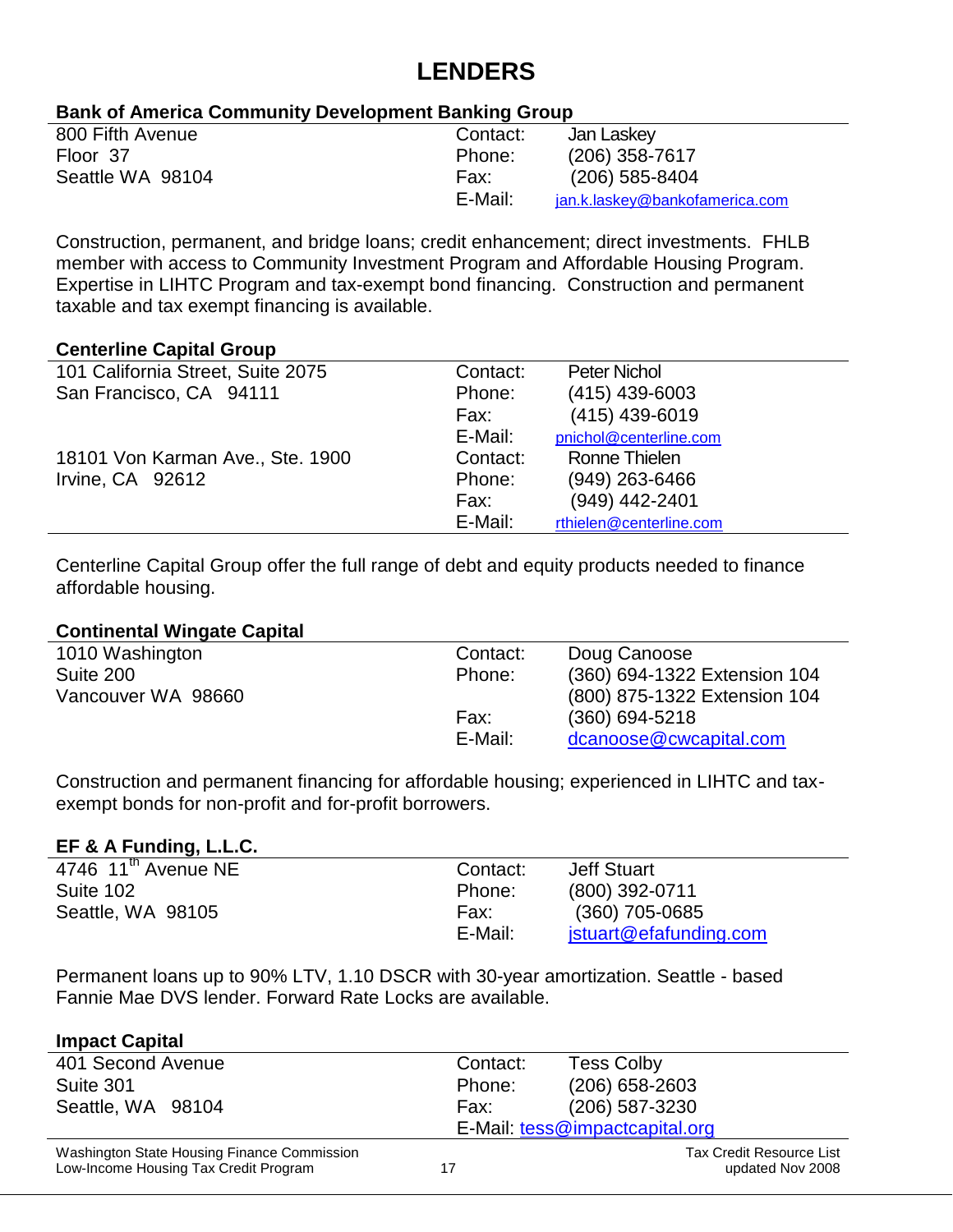# LENDERS

### Bank of America Community Development Banking Group

| | | |
|---|---|---|
| 800 Fifth Avenue | Contact: | Jan Laskey |
| Floor 37 | Phone: | (206) 358-7617 |
| Seattle WA 98104 | Fax: | (206) 585-8404 |
| | E-Mail: | jan.k.laskey@bankofamerica.com |

Construction, permanent, and bridge loans; credit enhancement; direct investments. FHLB member with access to Community Investment Program and Affordable Housing Program. Expertise in LIHTC Program and tax-exempt bond financing. Construction and permanent taxable and tax exempt financing is available.

### Centerline Capital Group

| | | |
|---|---|---|
| 101 California Street, Suite 2075 | Contact: | Peter Nichol |
| San Francisco, CA 94111 | Phone: | (415) 439-6003 |
| | Fax: | (415) 439-6019 |
| | E-Mail: | pnichol@centerline.com |
| 18101 Von Karman Ave., Ste. 1900 | Contact: | Ronne Thielen |
| Irvine, CA 92612 | Phone: | (949) 263-6466 |
| | Fax: | (949) 442-2401 |
| | E-Mail: | rthielen@centerline.com |

Centerline Capital Group offer the full range of debt and equity products needed to finance affordable housing.

### Continental Wingate Capital

| | | |
|---|---|---|
| 1010 Washington | Contact: | Doug Canoose |
| Suite 200 | Phone: | (360) 694-1322 Extension 104 |
| Vancouver WA 98660 | | (800) 875-1322 Extension 104 |
| | Fax: | (360) 694-5218 |
| | E-Mail: | dcanoose@cwcapital.com |

Construction and permanent financing for affordable housing; experienced in LIHTC and tax-exempt bonds for non-profit and for-profit borrowers.

### EF & A Funding, L.L.C.

| | | |
|---|---|---|
| 4746 11th Avenue NE | Contact: | Jeff Stuart |
| Suite 102 | Phone: | (800) 392-0711 |
| Seattle, WA 98105 | Fax: | (360) 705-0685 |
| | E-Mail: | jstuart@efafunding.com |

Permanent loans up to 90% LTV, 1.10 DSCR with 30-year amortization. Seattle - based Fannie Mae DVS lender. Forward Rate Locks are available.

### Impact Capital

| | | |
|---|---|---|
| 401 Second Avenue | Contact: | Tess Colby |
| Suite 301 | Phone: | (206) 658-2603 |
| Seattle, WA 98104 | Fax: | (206) 587-3230 |
| | E-Mail: | tess@impactcapital.org |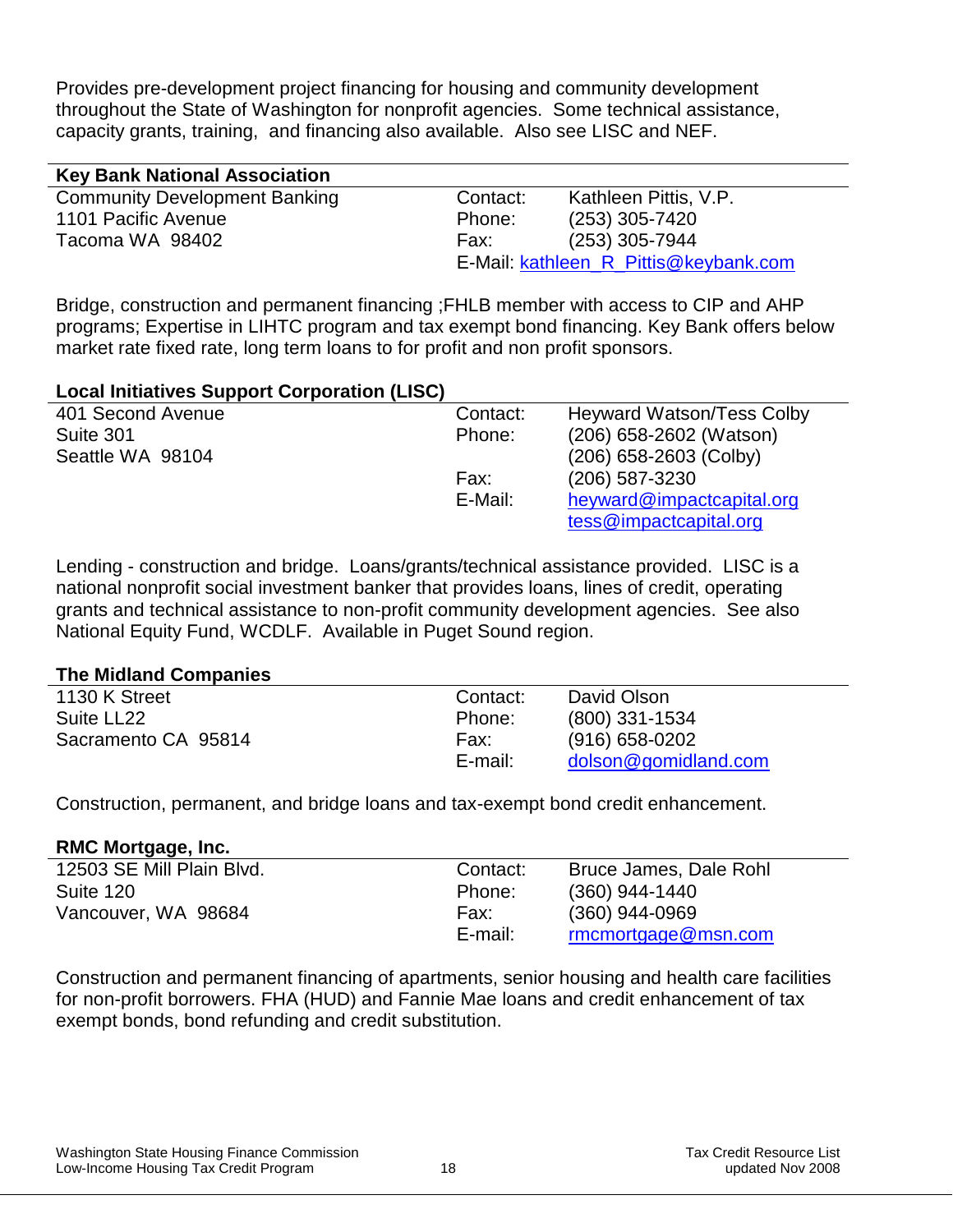Provides pre-development project financing for housing and community development throughout the State of Washington for nonprofit agencies. Some technical assistance, capacity grants, training, and financing also available. Also see LISC and NEF.

**Key Bank National Association**

| | | |
|---|---|---|
| Community Development Banking | Contact: | Kathleen Pittis, V.P. |
| 1101 Pacific Avenue | Phone: | (253) 305-7420 |
| Tacoma WA 98402 | Fax: | (253) 305-7944 |
| | E-Mail: | kathleen_R_Pittis@keybank.com |

Bridge, construction and permanent financing ;FHLB member with access to CIP and AHP programs; Expertise in LIHTC program and tax exempt bond financing. Key Bank offers below market rate fixed rate, long term loans to for profit and non profit sponsors.

**Local Initiatives Support Corporation (LISC)**

| | | |
|---|---|---|
| 401 Second Avenue | Contact: | Heyward Watson/Tess Colby |
| Suite 301 | Phone: | (206) 658-2602 (Watson) |
| Seattle WA 98104 | | (206) 658-2603 (Colby) |
| | Fax: | (206) 587-3230 |
| | E-Mail: | heyward@impactcapital.org |
| | | tess@impactcapital.org |

Lending - construction and bridge. Loans/grants/technical assistance provided. LISC is a national nonprofit social investment banker that provides loans, lines of credit, operating grants and technical assistance to non-profit community development agencies. See also National Equity Fund, WCDLF. Available in Puget Sound region.

**The Midland Companies**

| | | |
|---|---|---|
| 1130 K Street | Contact: | David Olson |
| Suite LL22 | Phone: | (800) 331-1534 |
| Sacramento CA 95814 | Fax: | (916) 658-0202 |
| | E-mail: | dolson@gomidland.com |

Construction, permanent, and bridge loans and tax-exempt bond credit enhancement.

**RMC Mortgage, Inc.**

| | | |
|---|---|---|
| 12503 SE Mill Plain Blvd. | Contact: | Bruce James, Dale Rohl |
| Suite 120 | Phone: | (360) 944-1440 |
| Vancouver, WA 98684 | Fax: | (360) 944-0969 |
| | E-mail: | rmcmortgage@msn.com |

Construction and permanent financing of apartments, senior housing and health care facilities for non-profit borrowers. FHA (HUD) and Fannie Mae loans and credit enhancement of tax exempt bonds, bond refunding and credit substitution.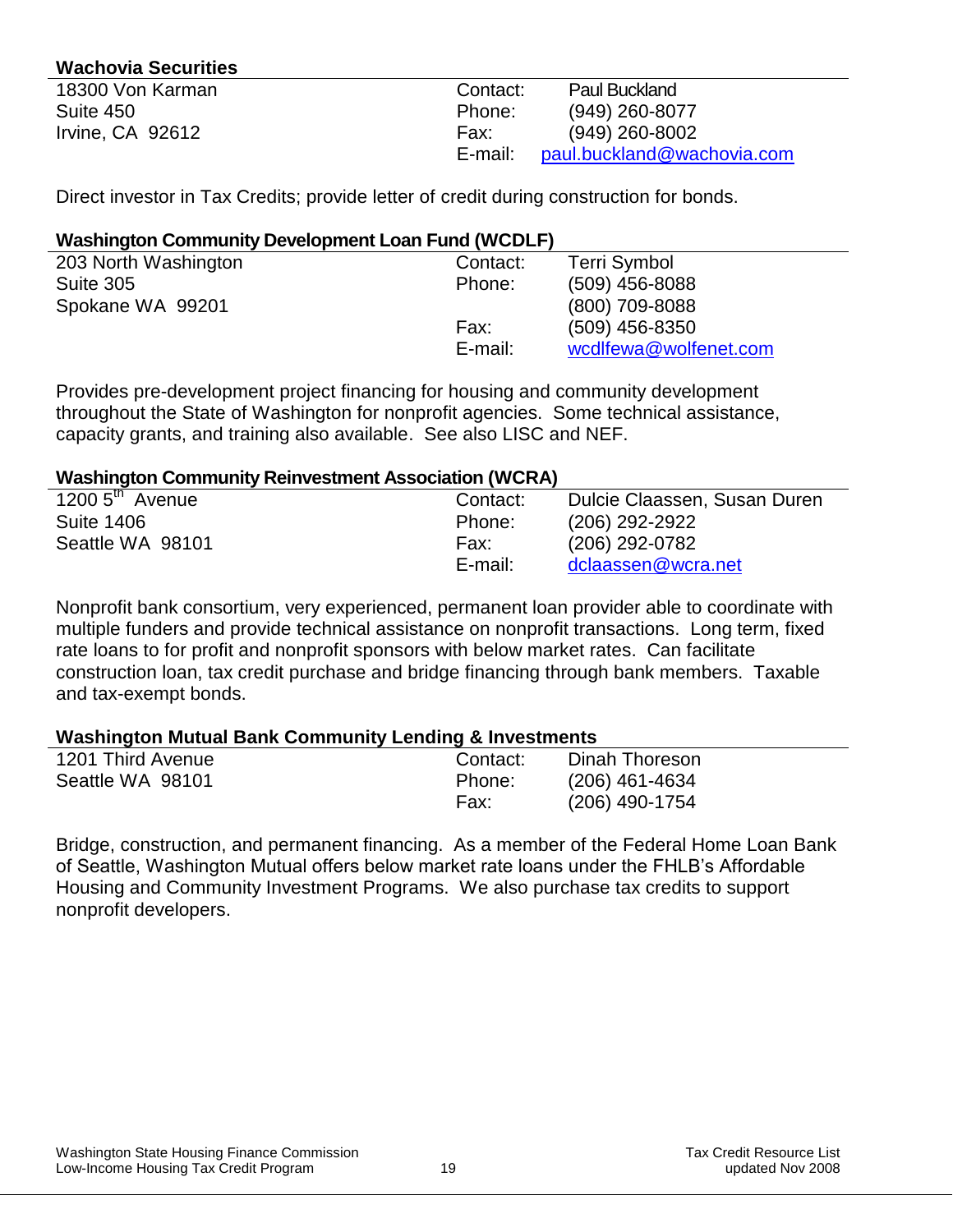**Wachovia Securities**

| | | |
|---|---|---|
| 18300 Von Karman | Contact: | Paul Buckland |
| Suite 450 | Phone: | (949) 260-8077 |
| Irvine, CA 92612 | Fax: | (949) 260-8002 |
| | E-mail: | paul.buckland@wachovia.com |

Direct investor in Tax Credits; provide letter of credit during construction for bonds.

**Washington Community Development Loan Fund (WCDLF)**

| | | |
|---|---|---|
| 203 North Washington | Contact: | Terri Symbol |
| Suite 305 | Phone: | (509) 456-8088 |
| Spokane WA 99201 | | (800) 709-8088 |
| | Fax: | (509) 456-8350 |
| | E-mail: | wcdlfewa@wolfenet.com |

Provides pre-development project financing for housing and community development throughout the State of Washington for nonprofit agencies. Some technical assistance, capacity grants, and training also available. See also LISC and NEF.

**Washington Community Reinvestment Association (WCRA)**

| | | |
|---|---|---|
| 1200 5th Avenue | Contact: | Dulcie Claassen, Susan Duren |
| Suite 1406 | Phone: | (206) 292-2922 |
| Seattle WA 98101 | Fax: | (206) 292-0782 |
| | E-mail: | dclaassen@wcra.net |

Nonprofit bank consortium, very experienced, permanent loan provider able to coordinate with multiple funders and provide technical assistance on nonprofit transactions. Long term, fixed rate loans to for profit and nonprofit sponsors with below market rates. Can facilitate construction loan, tax credit purchase and bridge financing through bank members. Taxable and tax-exempt bonds.

**Washington Mutual Bank Community Lending & Investments**

| | | |
|---|---|---|
| 1201 Third Avenue | Contact: | Dinah Thoreson |
| Seattle WA 98101 | Phone: | (206) 461-4634 |
| | Fax: | (206) 490-1754 |

Bridge, construction, and permanent financing. As a member of the Federal Home Loan Bank of Seattle, Washington Mutual offers below market rate loans under the FHLB's Affordable Housing and Community Investment Programs. We also purchase tax credits to support nonprofit developers.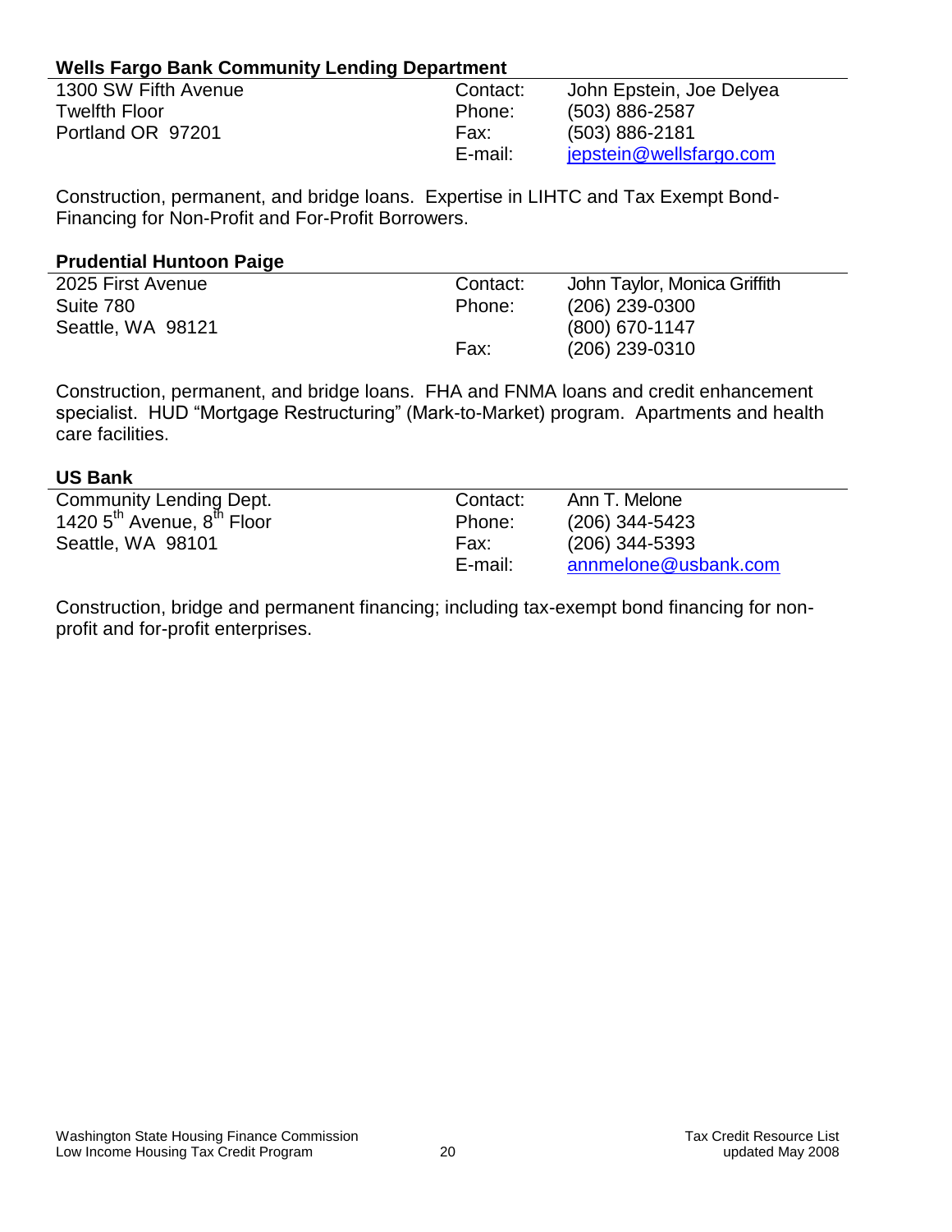**Wells Fargo Bank Community Lending Department**

| | | |
|---|---|---|
| 1300 SW Fifth Avenue | Contact: | John Epstein, Joe Delyea |
| Twelfth Floor | Phone: | (503) 886-2587 |
| Portland OR 97201 | Fax: | (503) 886-2181 |
| | E-mail: | jepstein@wellsfargo.com |

Construction, permanent, and bridge loans. Expertise in LIHTC and Tax Exempt Bond-Financing for Non-Profit and For-Profit Borrowers.

**Prudential Huntoon Paige**

| | | |
|---|---|---|
| 2025 First Avenue | Contact: | John Taylor, Monica Griffith |
| Suite 780 | Phone: | (206) 239-0300 |
| Seattle, WA 98121 | | (800) 670-1147 |
| | Fax: | (206) 239-0310 |

Construction, permanent, and bridge loans. FHA and FNMA loans and credit enhancement specialist. HUD "Mortgage Restructuring" (Mark-to-Market) program. Apartments and health care facilities.

**US Bank**

| | | |
|---|---|---|
| Community Lending Dept. | Contact: | Ann T. Melone |
| 1420 5th Avenue, 8th Floor | Phone: | (206) 344-5423 |
| Seattle, WA 98101 | Fax: | (206) 344-5393 |
| | E-mail: | annmelone@usbank.com |

Construction, bridge and permanent financing; including tax-exempt bond financing for non-profit and for-profit enterprises.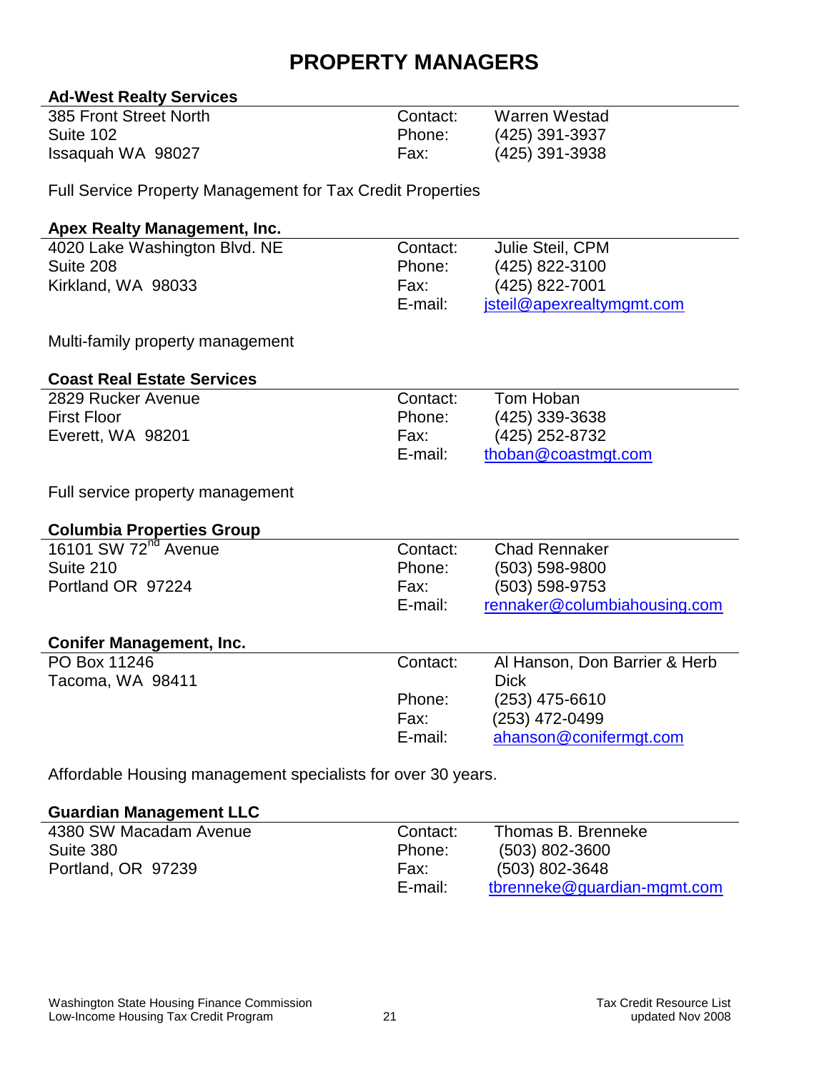# PROPERTY MANAGERS

### Ad-West Realty Services

| | | |
|---|---|---|
| 385 Front Street North | Contact: | Warren Westad |
| Suite 102 | Phone: | (425) 391-3937 |
| Issaquah WA 98027 | Fax: | (425) 391-3938 |

Full Service Property Management for Tax Credit Properties

### Apex Realty Management, Inc.

| | | |
|---|---|---|
| 4020 Lake Washington Blvd. NE | Contact: | Julie Steil, CPM |
| Suite 208 | Phone: | (425) 822-3100 |
| Kirkland, WA 98033 | Fax: | (425) 822-7001 |
| | E-mail: | jsteil@apexrealtymgmt.com |

Multi-family property management

### Coast Real Estate Services

| | | |
|---|---|---|
| 2829 Rucker Avenue | Contact: | Tom Hoban |
| First Floor | Phone: | (425) 339-3638 |
| Everett, WA 98201 | Fax: | (425) 252-8732 |
| | E-mail: | thoban@coastmgt.com |

Full service property management

### Columbia Properties Group

| | | |
|---|---|---|
| 16101 SW 72nd Avenue | Contact: | Chad Rennaker |
| Suite 210 | Phone: | (503) 598-9800 |
| Portland OR 97224 | Fax: | (503) 598-9753 |
| | E-mail: | rennaker@columbiahousing.com |

### Conifer Management, Inc.

| | | |
|---|---|---|
| PO Box 11246 | Contact: | Al Hanson, Don Barrier & Herb Dick |
| Tacoma, WA 98411 | Phone: | (253) 475-6610 |
| | Fax: | (253) 472-0499 |
| | E-mail: | ahanson@conifermgt.com |

Affordable Housing management specialists for over 30 years.

### Guardian Management LLC

| | | |
|---|---|---|
| 4380 SW Macadam Avenue | Contact: | Thomas B. Brenneke |
| Suite 380 | Phone: | (503) 802-3600 |
| Portland, OR 97239 | Fax: | (503) 802-3648 |
| | E-mail: | tbrenneke@guardian-mgmt.com |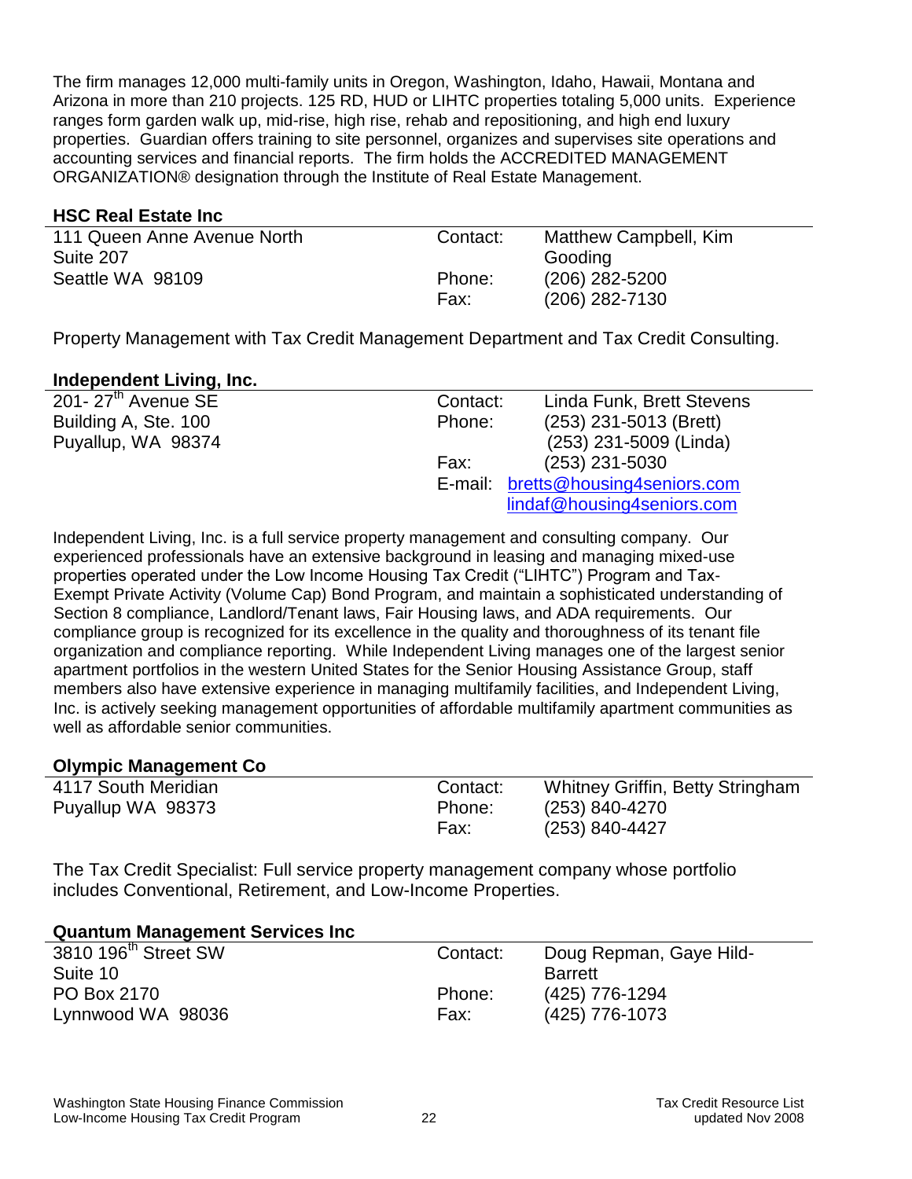The firm manages 12,000 multi-family units in Oregon, Washington, Idaho, Hawaii, Montana and Arizona in more than 210 projects. 125 RD, HUD or LIHTC properties totaling 5,000 units. Experience ranges form garden walk up, mid-rise, high rise, rehab and repositioning, and high end luxury properties. Guardian offers training to site personnel, organizes and supervises site operations and accounting services and financial reports. The firm holds the ACCREDITED MANAGEMENT ORGANIZATION® designation through the Institute of Real Estate Management.

### HSC Real Estate Inc

| | | |
|---|---|---|
| 111 Queen Anne Avenue North | Contact: | Matthew Campbell, Kim Gooding |
| Suite 207 | | |
| Seattle WA 98109 | Phone: | (206) 282-5200 |
| | Fax: | (206) 282-7130 |

Property Management with Tax Credit Management Department and Tax Credit Consulting.

### Independent Living, Inc.

| | | |
|---|---|---|
| 201- 27th Avenue SE | Contact: | Linda Funk, Brett Stevens |
| Building A, Ste. 100 | Phone: | (253) 231-5013 (Brett) |
| Puyallup, WA 98374 | | (253) 231-5009 (Linda) |
| | Fax: | (253) 231-5030 |
| | E-mail: | bretts@housing4seniors.com |
| | | lindaf@housing4seniors.com |

Independent Living, Inc. is a full service property management and consulting company. Our experienced professionals have an extensive background in leasing and managing mixed-use properties operated under the Low Income Housing Tax Credit ("LIHTC") Program and Tax-Exempt Private Activity (Volume Cap) Bond Program, and maintain a sophisticated understanding of Section 8 compliance, Landlord/Tenant laws, Fair Housing laws, and ADA requirements. Our compliance group is recognized for its excellence in the quality and thoroughness of its tenant file organization and compliance reporting. While Independent Living manages one of the largest senior apartment portfolios in the western United States for the Senior Housing Assistance Group, staff members also have extensive experience in managing multifamily facilities, and Independent Living, Inc. is actively seeking management opportunities of affordable multifamily apartment communities as well as affordable senior communities.

### Olympic Management Co

| | | |
|---|---|---|
| 4117 South Meridian | Contact: | Whitney Griffin, Betty Stringham |
| Puyallup WA 98373 | Phone: | (253) 840-4270 |
| | Fax: | (253) 840-4427 |

The Tax Credit Specialist: Full service property management company whose portfolio includes Conventional, Retirement, and Low-Income Properties.

### Quantum Management Services Inc

| | | |
|---|---|---|
| 3810 196th Street SW | Contact: | Doug Repman, Gaye Hild-Barrett |
| Suite 10 | | |
| PO Box 2170 | Phone: | (425) 776-1294 |
| Lynnwood WA 98036 | Fax: | (425) 776-1073 |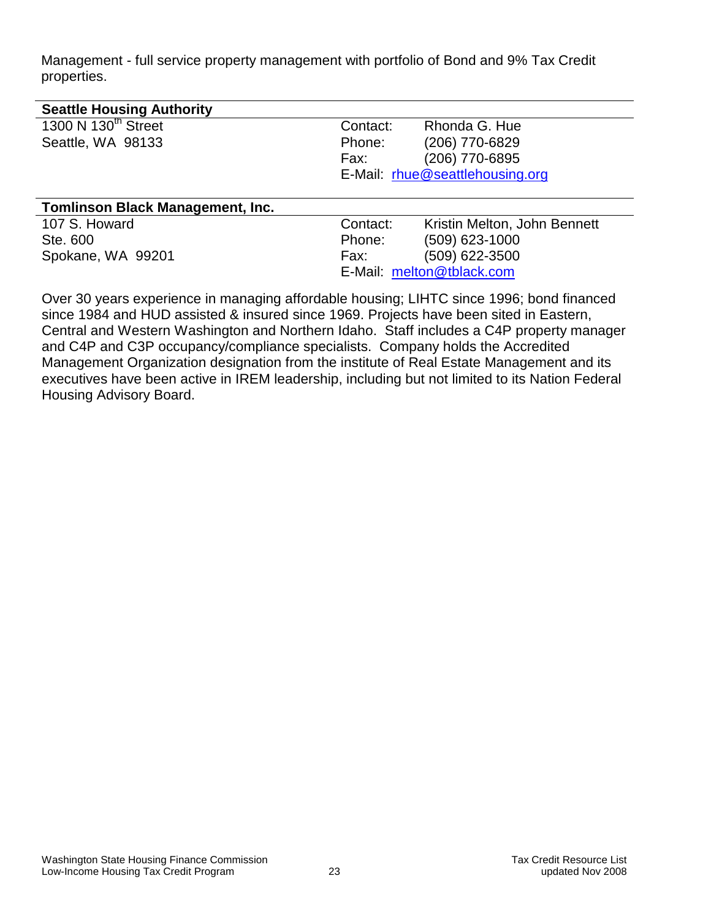Management - full service property management with portfolio of Bond and 9% Tax Credit properties.

**Seattle Housing Authority**

| | | |
|---|---|---|
| 1300 N 130th Street | Contact: | Rhonda G. Hue |
| Seattle, WA 98133 | Phone: | (206) 770-6829 |
| | Fax: | (206) 770-6895 |
| | E-Mail: | rhue@seattlehousing.org |

**Tomlinson Black Management, Inc.**

| | | |
|---|---|---|
| 107 S. Howard | Contact: | Kristin Melton, John Bennett |
| Ste. 600 | Phone: | (509) 623-1000 |
| Spokane, WA 99201 | Fax: | (509) 622-3500 |
| | E-Mail: | melton@tblack.com |

Over 30 years experience in managing affordable housing; LIHTC since 1996; bond financed since 1984 and HUD assisted & insured since 1969. Projects have been sited in Eastern, Central and Western Washington and Northern Idaho. Staff includes a C4P property manager and C4P and C3P occupancy/compliance specialists. Company holds the Accredited Management Organization designation from the institute of Real Estate Management and its executives have been active in IREM leadership, including but not limited to its Nation Federal Housing Advisory Board.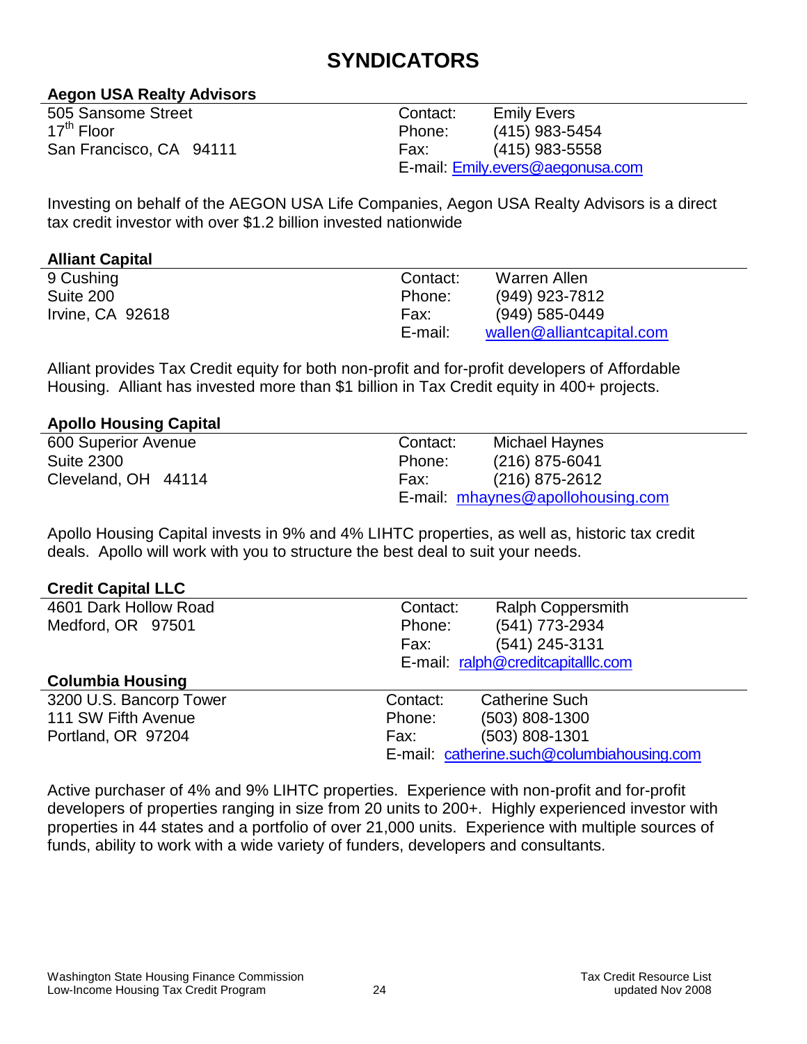# SYNDICATORS

## Aegon USA Realty Advisors

| | |
|---|---|
| 505 Sansome Street | Contact: Emily Evers |
| 17th Floor | Phone: (415) 983-5454 |
| San Francisco, CA 94111 | Fax: (415) 983-5558 |
| | E-mail: Emily.evers@aegonusa.com |

Investing on behalf of the AEGON USA Life Companies, Aegon USA Realty Advisors is a direct tax credit investor with over $1.2 billion invested nationwide

## Alliant Capital

| | |
|---|---|
| 9 Cushing | Contact: Warren Allen |
| Suite 200 | Phone: (949) 923-7812 |
| Irvine, CA 92618 | Fax: (949) 585-0449 |
| | E-mail: wallen@alliantcapital.com |

Alliant provides Tax Credit equity for both non-profit and for-profit developers of Affordable Housing. Alliant has invested more than $1 billion in Tax Credit equity in 400+ projects.

## Apollo Housing Capital

| | |
|---|---|
| 600 Superior Avenue | Contact: Michael Haynes |
| Suite 2300 | Phone: (216) 875-6041 |
| Cleveland, OH 44114 | Fax: (216) 875-2612 |
| | E-mail: mhaynes@apollohousing.com |

Apollo Housing Capital invests in 9% and 4% LIHTC properties, as well as, historic tax credit deals. Apollo will work with you to structure the best deal to suit your needs.

## Credit Capital LLC

| | |
|---|---|
| 4601 Dark Hollow Road | Contact: Ralph Coppersmith |
| Medford, OR 97501 | Phone: (541) 773-2934 |
| | Fax: (541) 245-3131 |
| | E-mail: ralph@creditcapitalllc.com |

## Columbia Housing

| | |
|---|---|
| 3200 U.S. Bancorp Tower | Contact: Catherine Such |
| 111 SW Fifth Avenue | Phone: (503) 808-1300 |
| Portland, OR 97204 | Fax: (503) 808-1301 |
| | E-mail: catherine.such@columbiahousing.com |

Active purchaser of 4% and 9% LIHTC properties. Experience with non-profit and for-profit developers of properties ranging in size from 20 units to 200+. Highly experienced investor with properties in 44 states and a portfolio of over 21,000 units. Experience with multiple sources of funds, ability to work with a wide variety of funders, developers and consultants.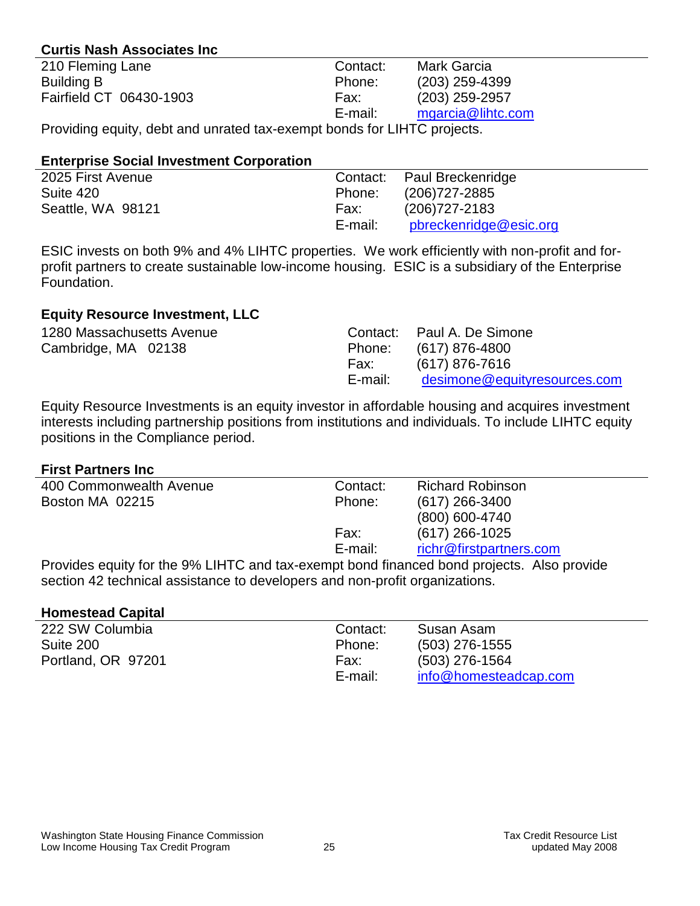**Curtis Nash Associates Inc**

| | | | |
|---|---|---|---|
| 210 Fleming Lane | | Contact: | Mark Garcia |
| Building B | | Phone: | (203) 259-4399 |
| Fairfield CT 06430-1903 | | Fax: | (203) 259-2957 |
| | | E-mail: | mgarcia@lihtc.com |

Providing equity, debt and unrated tax-exempt bonds for LIHTC projects.

**Enterprise Social Investment Corporation**

| | | | |
|---|---|---|---|
| 2025 First Avenue | | Contact: | Paul Breckenridge |
| Suite 420 | | Phone: | (206)727-2885 |
| Seattle, WA 98121 | | Fax: | (206)727-2183 |
| | | E-mail: | pbreckenridge@esic.org |

ESIC invests on both 9% and 4% LIHTC properties. We work efficiently with non-profit and for-profit partners to create sustainable low-income housing. ESIC is a subsidiary of the Enterprise Foundation.

**Equity Resource Investment, LLC**

| | | | |
|---|---|---|---|
| 1280 Massachusetts Avenue | | Contact: | Paul A. De Simone |
| Cambridge, MA 02138 | | Phone: | (617) 876-4800 |
| | | Fax: | (617) 876-7616 |
| | | E-mail: | desimone@equityresources.com |

Equity Resource Investments is an equity investor in affordable housing and acquires investment interests including partnership positions from institutions and individuals. To include LIHTC equity positions in the Compliance period.

**First Partners Inc**

| | | | |
|---|---|---|---|
| 400 Commonwealth Avenue | | Contact: | Richard Robinson |
| Boston MA 02215 | | Phone: | (617) 266-3400 |
| | | | (800) 600-4740 |
| | | Fax: | (617) 266-1025 |
| | | E-mail: | richr@firstpartners.com |

Provides equity for the 9% LIHTC and tax-exempt bond financed bond projects. Also provide section 42 technical assistance to developers and non-profit organizations.

**Homestead Capital**

| | | | |
|---|---|---|---|
| 222 SW Columbia | | Contact: | Susan Asam |
| Suite 200 | | Phone: | (503) 276-1555 |
| Portland, OR 97201 | | Fax: | (503) 276-1564 |
| | | E-mail: | info@homesteadcap.com |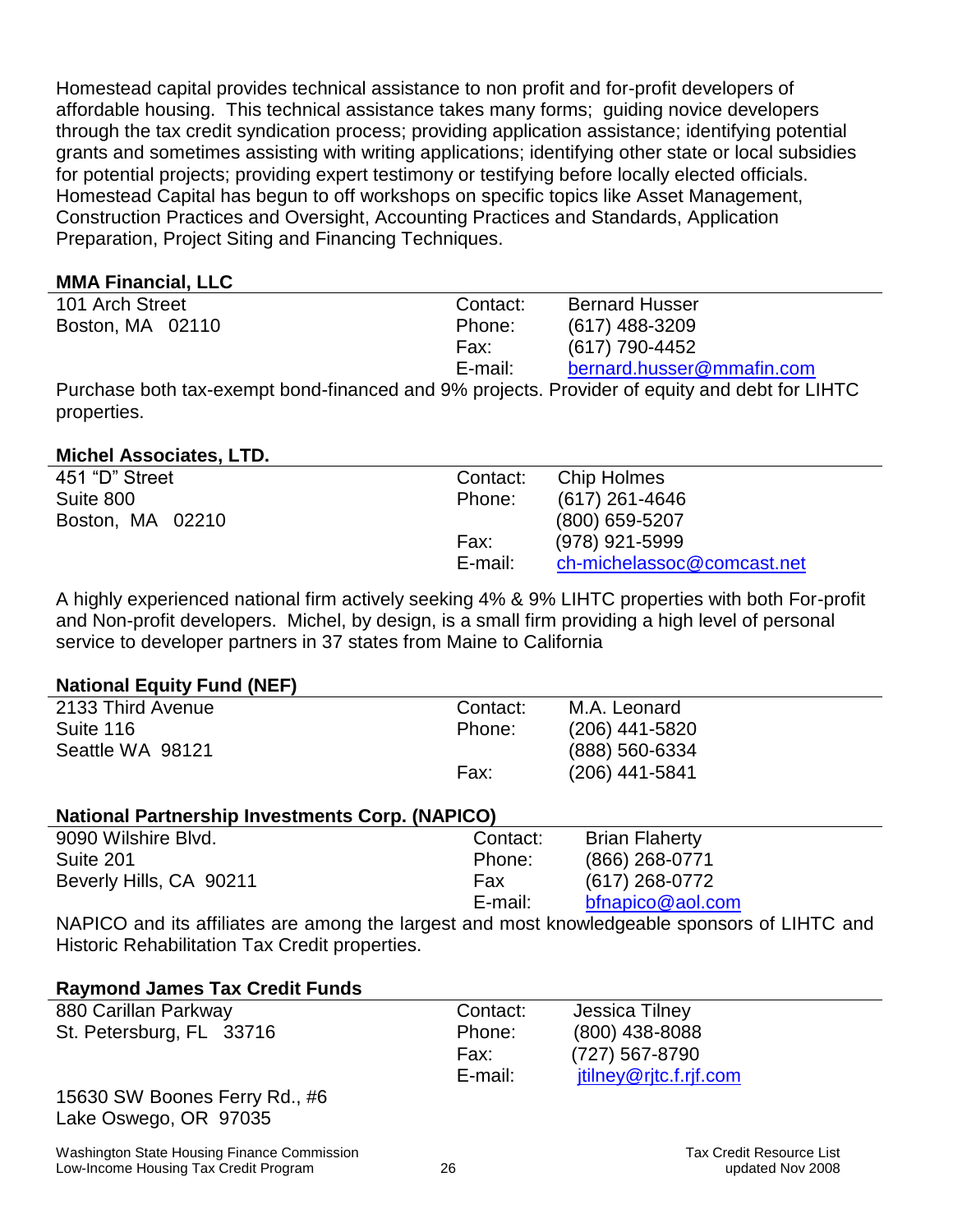Homestead capital provides technical assistance to non profit and for-profit developers of affordable housing. This technical assistance takes many forms; guiding novice developers through the tax credit syndication process; providing application assistance; identifying potential grants and sometimes assisting with writing applications; identifying other state or local subsidies for potential projects; providing expert testimony or testifying before locally elected officials. Homestead Capital has begun to off workshops on specific topics like Asset Management, Construction Practices and Oversight, Accounting Practices and Standards, Application Preparation, Project Siting and Financing Techniques.

**MMA Financial, LLC**

| | | |
|---|---|---|
| 101 Arch Street | Contact: | Bernard Husser |
| Boston, MA 02110 | Phone: | (617) 488-3209 |
| | Fax: | (617) 790-4452 |
| | E-mail: | bernard.husser@mmafin.com |

Purchase both tax-exempt bond-financed and 9% projects. Provider of equity and debt for LIHTC properties.

**Michel Associates, LTD.**

| | | |
|---|---|---|
| 451 "D" Street | Contact: | Chip Holmes |
| Suite 800 | Phone: | (617) 261-4646 |
| Boston, MA 02210 | | (800) 659-5207 |
| | Fax: | (978) 921-5999 |
| | E-mail: | ch-michelassoc@comcast.net |

A highly experienced national firm actively seeking 4% & 9% LIHTC properties with both For-profit and Non-profit developers. Michel, by design, is a small firm providing a high level of personal service to developer partners in 37 states from Maine to California

**National Equity Fund (NEF)**

| | | |
|---|---|---|
| 2133 Third Avenue | Contact: | M.A. Leonard |
| Suite 116 | Phone: | (206) 441-5820 |
| Seattle WA 98121 | | (888) 560-6334 |
| | Fax: | (206) 441-5841 |

**National Partnership Investments Corp. (NAPICO)**

| | | |
|---|---|---|
| 9090 Wilshire Blvd. | Contact: | Brian Flaherty |
| Suite 201 | Phone: | (866) 268-0771 |
| Beverly Hills, CA 90211 | Fax | (617) 268-0772 |
| | E-mail: | bfnapico@aol.com |

NAPICO and its affiliates are among the largest and most knowledgeable sponsors of LIHTC and Historic Rehabilitation Tax Credit properties.

**Raymond James Tax Credit Funds**

| | | |
|---|---|---|
| 880 Carillan Parkway | Contact: | Jessica Tilney |
| St. Petersburg, FL 33716 | Phone: | (800) 438-8088 |
| | Fax: | (727) 567-8790 |
| | E-mail: | jtilney@rjtc.f.rjf.com |

15630 SW Boones Ferry Rd., #6
Lake Oswego, OR 97035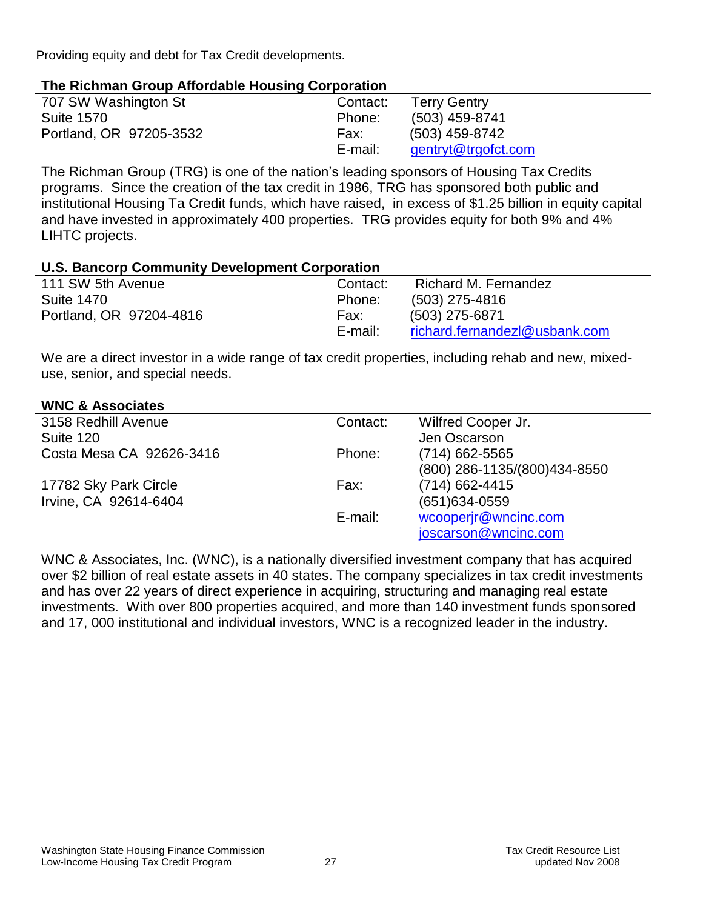Providing equity and debt for Tax Credit developments.

### The Richman Group Affordable Housing Corporation

| | | |
|---|---|---|
| 707 SW Washington St | Contact: | Terry Gentry |
| Suite 1570 | Phone: | (503) 459-8741 |
| Portland, OR 97205-3532 | Fax: | (503) 459-8742 |
| | E-mail: | gentryt@trgofct.com |

The Richman Group (TRG) is one of the nation's leading sponsors of Housing Tax Credits programs. Since the creation of the tax credit in 1986, TRG has sponsored both public and institutional Housing Ta Credit funds, which have raised, in excess of $1.25 billion in equity capital and have invested in approximately 400 properties. TRG provides equity for both 9% and 4% LIHTC projects.

### U.S. Bancorp Community Development Corporation

| | | |
|---|---|---|
| 111 SW 5th Avenue | Contact: | Richard M. Fernandez |
| Suite 1470 | Phone: | (503) 275-4816 |
| Portland, OR 97204-4816 | Fax: | (503) 275-6871 |
| | E-mail: | richard.fernandezl@usbank.com |

We are a direct investor in a wide range of tax credit properties, including rehab and new, mixed-use, senior, and special needs.

### WNC & Associates

| | | |
|---|---|---|
| 3158 Redhill Avenue | Contact: | Wilfred Cooper Jr. |
| Suite 120 | | Jen Oscarson |
| Costa Mesa CA 92626-3416 | Phone: | (714) 662-5565 |
| | | (800) 286-1135/(800)434-8550 |
| 17782 Sky Park Circle | Fax: | (714) 662-4415 |
| Irvine, CA 92614-6404 | | (651)634-0559 |
| | E-mail: | wcooperjr@wncinc.com |
| | | joscarson@wncinc.com |

WNC & Associates, Inc. (WNC), is a nationally diversified investment company that has acquired over $2 billion of real estate assets in 40 states. The company specializes in tax credit investments and has over 22 years of direct experience in acquiring, structuring and managing real estate investments. With over 800 properties acquired, and more than 140 investment funds sponsored and 17, 000 institutional and individual investors, WNC is a recognized leader in the industry.